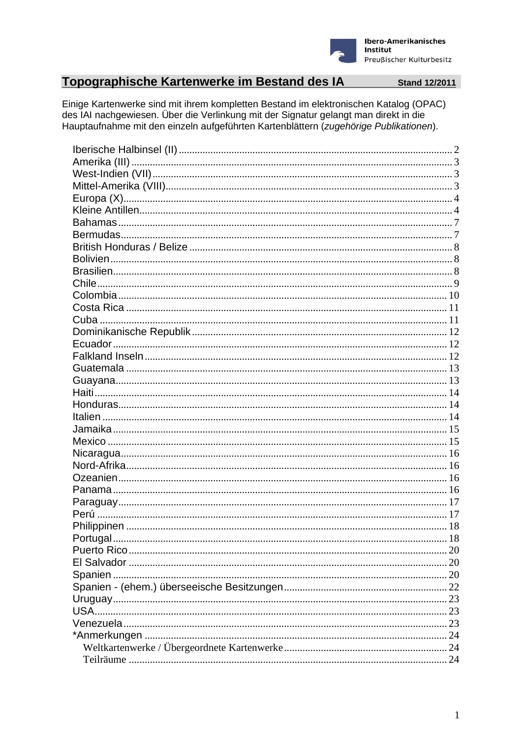Ibero-Amerikanisches Institut
Preußischer Kulturbesitz

# Topographische Kartenwerke im Bestand des IA

**Stand 12/2011**

Einige Kartenwerke sind mit ihrem kompletten Bestand im elektronischen Katalog (OPAC) des IAI nachgewiesen. Über die Verlinkung mit der Signatur gelangt man direkt in die Hauptaufnahme mit den einzeln aufgeführten Kartenblättern (*zugehörige Publikationen*).

- Iberische Halbinsel (II) ..... 2
- Amerika (III) ..... 3
- West-Indien (VII) ..... 3
- Mittel-Amerika (VIII) ..... 3
- Europa (X) ..... 4
- Kleine Antillen ..... 4
- Bahamas ..... 7
- Bermudas ..... 7
- British Honduras / Belize ..... 8
- Bolivien ..... 8
- Brasilien ..... 8
- Chile ..... 9
- Colombia ..... 10
- Costa Rica ..... 11
- Cuba ..... 11
- Dominikanische Republik ..... 12
- Ecuador ..... 12
- Falkland Inseln ..... 12
- Guatemala ..... 13
- Guayana ..... 13
- Haiti ..... 14
- Honduras ..... 14
- Italien ..... 14
- Jamaika ..... 15
- Mexico ..... 15
- Nicaragua ..... 16
- Nord-Afrika ..... 16
- Ozeanien ..... 16
- Panama ..... 16
- Paraguay ..... 17
- Perú ..... 17
- Philippinen ..... 18
- Portugal ..... 18
- Puerto Rico ..... 20
- El Salvador ..... 20
- Spanien ..... 20
- Spanien - (ehem.) überseeische Besitzungen ..... 22
- Uruguay ..... 23
- USA ..... 23
- Venezuela ..... 23
- *Anmerkungen ..... 24
  - Weltkartenwerke / Übergeordnete Kartenwerke ..... 24
  - Teilräume ..... 24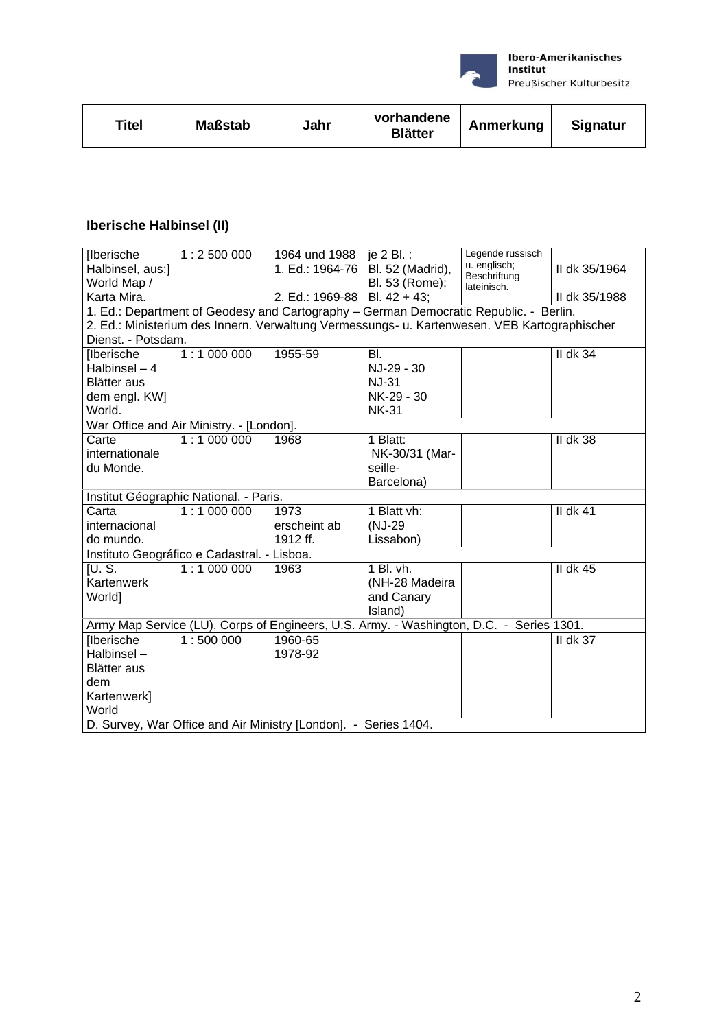| Titel | Maßstab | Jahr | vorhandene Blätter | Anmerkung | Signatur |
|---|---|---|---|---|---|

## Iberische Halbinsel (II)

| Titel | Maßstab | Jahr | vorhandene Blätter | Anmerkung | Signatur |
|---|---|---|---|---|---|
| [Iberische Halbinsel, aus:] World Map / Karta Mira. | 1 : 2 500 000 | 1964 und 1988<br>1. Ed.: 1964-76<br>2. Ed.: 1969-88 | je 2 Bl. :<br>Bl. 52 (Madrid),<br>Bl. 53 (Rome);<br>Bl. 42 + 43; | Legende russisch u. englisch; Beschriftung lateinisch. | II dk 35/1964<br>II dk 35/1988 |
| 1. Ed.: Department of Geodesy and Cartography – German Democratic Republic. - Berlin.<br>2. Ed.: Ministerium des Innern. Verwaltung Vermessungs- u. Kartenwesen. VEB Kartographischer Dienst. - Potsdam. | | | | | |
| [Iberische Halbinsel – 4 Blätter aus dem engl. KW] World. | 1 : 1 000 000 | 1955-59 | Bl.<br>NJ-29 - 30<br>NJ-31<br>NK-29 - 30<br>NK-31 | | II dk 34 |
| War Office and Air Ministry. - [London]. | | | | | |
| Carte internationale du Monde. | 1 : 1 000 000 | 1968 | 1 Blatt:<br>NK-30/31 (Marseille-Barcelona) | | II dk 38 |
| Institut Géographic National. - Paris. | | | | | |
| Carta internacional do mundo. | 1 : 1 000 000 | 1973<br>erscheint ab 1912 ff. | 1 Blatt vh:<br>(NJ-29 Lissabon) | | II dk 41 |
| Instituto Geográfico e Cadastral. - Lisboa. | | | | | |
| [U. S. Kartenwerk World] | 1 : 1 000 000 | 1963 | 1 Bl. vh.<br>(NH-28 Madeira and Canary Island) | | II dk 45 |
| Army Map Service (LU), Corps of Engineers, U.S. Army. - Washington, D.C. - Series 1301. | | | | | |
| [Iberische Halbinsel – Blätter aus dem Kartenwerk] World | 1 : 500 000 | 1960-65<br>1978-92 | | | II dk 37 |
| D. Survey, War Office and Air Ministry [London]. - Series 1404. | | | | | |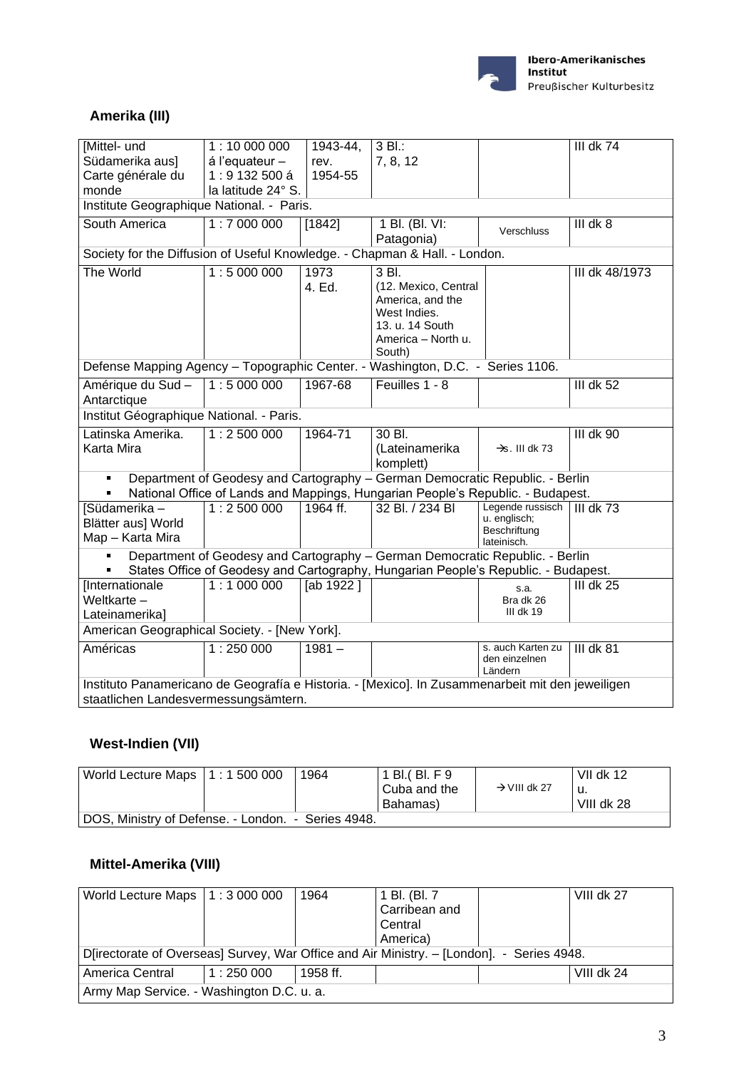## Amerika (III)

| | | | | | |
|---|---|---|---|---|---|
| [Mittel- und Südamerika aus] Carte générale du monde | 1 : 10 000 000 á l'equateur – 1 : 9 132 500 á la latitude 24° S. | 1943-44, rev. 1954-55 | 3 Bl.: 7, 8, 12 | | III dk 74 |
| Institute Geographique National. - Paris. | | | | | |
| South America | 1 : 7 000 000 | [1842] | 1 Bl. (Bl. VI: Patagonia) | Verschluss | III dk 8 |
| Society for the Diffusion of Useful Knowledge. - Chapman & Hall. - London. | | | | | |
| The World | 1 : 5 000 000 | 1973 4. Ed. | 3 Bl. (12. Mexico, Central America, and the West Indies. 13. u. 14 South America – North u. South) | | III dk 48/1973 |
| Defense Mapping Agency – Topographic Center. - Washington, D.C. - Series 1106. | | | | | |
| Amérique du Sud – Antarctique | 1 : 5 000 000 | 1967-68 | Feuilles 1 - 8 | | III dk 52 |
| Institut Géographique National. - Paris. | | | | | |
| Latinska Amerika. Karta Mira | 1 : 2 500 000 | 1964-71 | 30 Bl. (Lateinamerika komplett) | →s. III dk 73 | III dk 90 |
| ▪ Department of Geodesy and Cartography – German Democratic Republic. - Berlin ▪ National Office of Lands and Mappings, Hungarian People's Republic. - Budapest. | | | | | |
| [Südamerika – Blätter aus] World Map – Karta Mira | 1 : 2 500 000 | 1964 ff. | 32 Bl. / 234 Bl | Legende russisch u. englisch; Beschriftung lateinisch. | III dk 73 |
| ▪ Department of Geodesy and Cartography – German Democratic Republic. - Berlin ▪ States Office of Geodesy and Cartography, Hungarian People's Republic. - Budapest. | | | | | |
| [Internationale Weltkarte – Lateinamerika] | 1 : 1 000 000 | [ab 1922 ] | | s.a. Bra dk 26 III dk 19 | III dk 25 |
| American Geographical Society. - [New York]. | | | | | |
| Américas | 1 : 250 000 | 1981 – | | s. auch Karten zu den einzelnen Ländern | III dk 81 |
| Instituto Panamericano de Geografía e Historia. - [Mexico]. In Zusammenarbeit mit den jeweiligen staatlichen Landesvermessungsämtern. | | | | | |

## West-Indien (VII)

| | | | | | |
|---|---|---|---|---|---|
| World Lecture Maps | 1 : 1 500 000 | 1964 | 1 Bl.( Bl. F 9 Cuba and the Bahamas) | → VIII dk 27 | VII dk 12 u. VIII dk 28 |
| DOS, Ministry of Defense. - London. - Series 4948. | | | | | |

## Mittel-Amerika (VIII)

| | | | | | |
|---|---|---|---|---|---|
| World Lecture Maps | 1 : 3 000 000 | 1964 | 1 Bl. (Bl. 7 Carribean and Central America) | | VIII dk 27 |
| D[irectorate of Overseas] Survey, War Office and Air Ministry. – [London]. - Series 4948. | | | | | |
| America Central | 1 : 250 000 | 1958 ff. | | | VIII dk 24 |
| Army Map Service. - Washington D.C. u. a. | | | | | |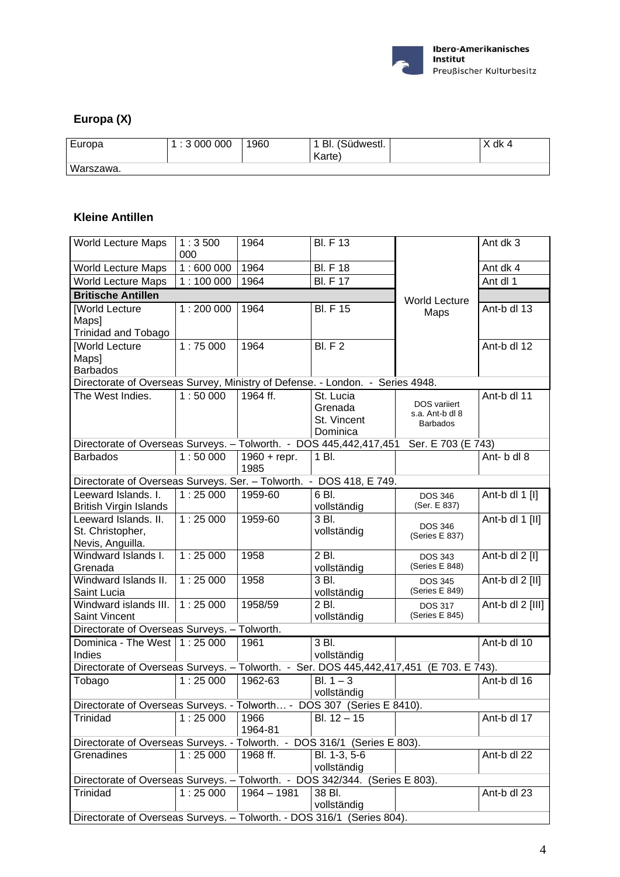## Europa (X)

| | | | | | |
|---|---|---|---|---|---|
| Europa | 1 : 3 000 000 | 1960 | 1 Bl. (Südwestl. Karte) | | X dk 4 |
| Warszawa. | | | | | |

## Kleine Antillen

| | | | | | |
|---|---|---|---|---|---|
| World Lecture Maps | 1 : 3 500 000 | 1964 | Bl. F 13 | World Lecture Maps | Ant dk 3 |
| World Lecture Maps | 1 : 600 000 | 1964 | Bl. F 18 | | Ant dk 4 |
| World Lecture Maps | 1 : 100 000 | 1964 | Bl. F 17 | | Ant dl 1 |
| **Britische Antillen** | | | | | |
| [World Lecture Maps] Trinidad and Tobago | 1 : 200 000 | 1964 | Bl. F 15 | | Ant-b dl 13 |
| [World Lecture Maps] Barbados | 1 : 75 000 | 1964 | Bl. F 2 | | Ant-b dl 12 |
| Directorate of Overseas Survey, Ministry of Defense. - London. - Series 4948. | | | | | |
| The West Indies. | 1 : 50 000 | 1964 ff. | St. Lucia Grenada St. Vincent Dominica | DOS variiert s.a. Ant-b dl 8 Barbados | Ant-b dl 11 |
| Directorate of Overseas Surveys. – Tolworth. - DOS 445,442,417,451 Ser. E 703 (E 743) | | | | | |
| Barbados | 1 : 50 000 | 1960 + repr. 1985 | 1 Bl. | | Ant- b dl 8 |
| Directorate of Overseas Surveys. Ser. – Tolworth. - DOS 418, E 749. | | | | | |
| Leeward Islands. I. British Virgin Islands | 1 : 25 000 | 1959-60 | 6 Bl. vollständig | DOS 346 (Ser. E 837) | Ant-b dl 1 [I] |
| Leeward Islands. II. St. Christopher, Nevis, Anguilla. | 1 : 25 000 | 1959-60 | 3 Bl. vollständig | DOS 346 (Series E 837) | Ant-b dl 1 [II] |
| Windward Islands I. Grenada | 1 : 25 000 | 1958 | 2 Bl. vollständig | DOS 343 (Series E 848) | Ant-b dl 2 [I] |
| Windward Islands II. Saint Lucia | 1 : 25 000 | 1958 | 3 Bl. vollständig | DOS 345 (Series E 849) | Ant-b dl 2 [II] |
| Windward islands III. Saint Vincent | 1 : 25 000 | 1958/59 | 2 Bl. vollständig | DOS 317 (Series E 845) | Ant-b dl 2 [III] |
| Directorate of Overseas Surveys. – Tolworth. | | | | | |
| Dominica - The West Indies | 1 : 25 000 | 1961 | 3 Bl. vollständig | | Ant-b dl 10 |
| Directorate of Overseas Surveys. – Tolworth. - Ser. DOS 445,442,417,451 (E 703. E 743). | | | | | |
| Tobago | 1 : 25 000 | 1962-63 | Bl. 1 – 3 vollständig | | Ant-b dl 16 |
| Directorate of Overseas Surveys. - Tolworth… - DOS 307 (Series E 8410). | | | | | |
| Trinidad | 1 : 25 000 | 1966 1964-81 | Bl. 12 – 15 | | Ant-b dl 17 |
| Directorate of Overseas Surveys. - Tolworth. - DOS 316/1 (Series E 803). | | | | | |
| Grenadines | 1 : 25 000 | 1968 ff. | Bl. 1-3, 5-6 vollständig | | Ant-b dl 22 |
| Directorate of Overseas Surveys. – Tolworth. - DOS 342/344. (Series E 803). | | | | | |
| Trinidad | 1 : 25 000 | 1964 – 1981 | 38 Bl. vollständig | | Ant-b dl 23 |
| Directorate of Overseas Surveys. – Tolworth. - DOS 316/1 (Series 804). | | | | | |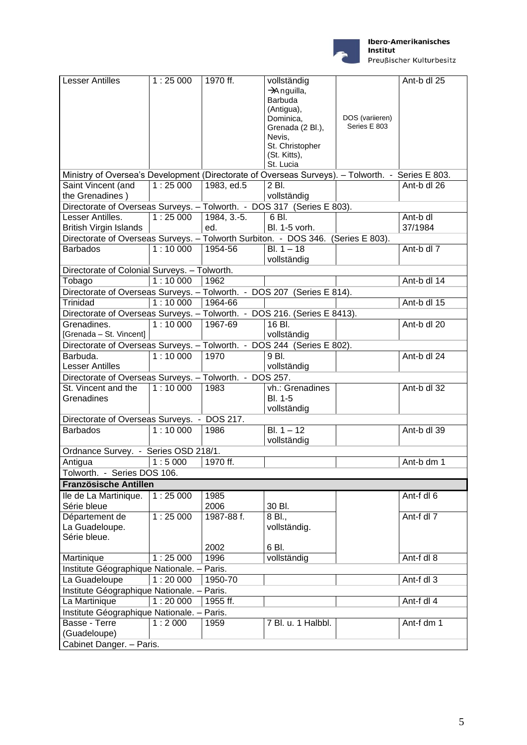| Lesser Antilles | 1 : 25 000 | 1970 ff. | vollständig →Anguilla, Barbuda (Antigua), Dominica, Grenada (2 Bl.), Nevis, St. Christopher (St. Kitts), St. Lucia | DOS (variieren) Series E 803 | Ant-b dl 25 |
|---|---|---|---|---|---|
| Ministry of Oversea's Development (Directorate of Overseas Surveys). – Tolworth. - Series E 803. | | | | | |
| Saint Vincent (and the Grenadines ) | 1 : 25 000 | 1983, ed.5 | 2 Bl. vollständig | | Ant-b dl 26 |
| Directorate of Overseas Surveys. – Tolworth. - DOS 317 (Series E 803). | | | | | |
| Lesser Antilles. British Virgin Islands | 1 : 25 000 | 1984, 3.-5. ed. | 6 Bl. Bl. 1-5 vorh. | | Ant-b dl 37/1984 |
| Directorate of Overseas Surveys. – Tolworth Surbiton. - DOS 346. (Series E 803). | | | | | |
| Barbados | 1 : 10 000 | 1954-56 | Bl. 1 – 18 vollständig | | Ant-b dl 7 |
| Directorate of Colonial Surveys. – Tolworth. | | | | | |
| Tobago | 1 : 10 000 | 1962 | | | Ant-b dl 14 |
| Directorate of Overseas Surveys. – Tolworth. - DOS 207 (Series E 814). | | | | | |
| Trinidad | 1 : 10 000 | 1964-66 | | | Ant-b dl 15 |
| Directorate of Overseas Surveys. – Tolworth. - DOS 216. (Series E 8413). | | | | | |
| Grenadines. [Grenada – St. Vincent] | 1 : 10 000 | 1967-69 | 16 Bl. vollständig | | Ant-b dl 20 |
| Directorate of Overseas Surveys. – Tolworth. - DOS 244 (Series E 802). | | | | | |
| Barbuda. Lesser Antilles | 1 : 10 000 | 1970 | 9 Bl. vollständig | | Ant-b dl 24 |
| Directorate of Overseas Surveys. – Tolworth. - DOS 257. | | | | | |
| St. Vincent and the Grenadines | 1 : 10 000 | 1983 | vh.: Grenadines Bl. 1-5 vollständig | | Ant-b dl 32 |
| Directorate of Overseas Surveys. - DOS 217. | | | | | |
| Barbados | 1 : 10 000 | 1986 | Bl. 1 – 12 vollständig | | Ant-b dl 39 |
| Ordnance Survey. - Series OSD 218/1. | | | | | |
| Antigua | 1 : 5 000 | 1970 ff. | | | Ant-b dm 1 |
| Tolworth. - Series DOS 106. | | | | | |
| **Französische Antillen** | | | | | |
| Ile de La Martinique. Série bleue | 1 : 25 000 | 1985 2006 | 30 Bl. | | Ant-f dl 6 |
| Département de La Guadeloupe. Série bleue. | 1 : 25 000 | 1987-88 f. 2002 | 8 Bl., vollständig. 6 Bl. | | Ant-f dl 7 |
| Martinique | 1 : 25 000 | 1996 | vollständig | | Ant-f dl 8 |
| Institute Géographique Nationale. – Paris. | | | | | |
| La Guadeloupe | 1 : 20 000 | 1950-70 | | | Ant-f dl 3 |
| Institute Géographique Nationale. – Paris. | | | | | |
| La Martinique | 1 : 20 000 | 1955 ff. | | | Ant-f dl 4 |
| Institute Géographique Nationale. – Paris. | | | | | |
| Basse - Terre (Guadeloupe) | 1 : 2 000 | 1959 | 7 Bl. u. 1 Halbbl. | | Ant-f dm 1 |
| Cabinet Danger. – Paris. | | | | | |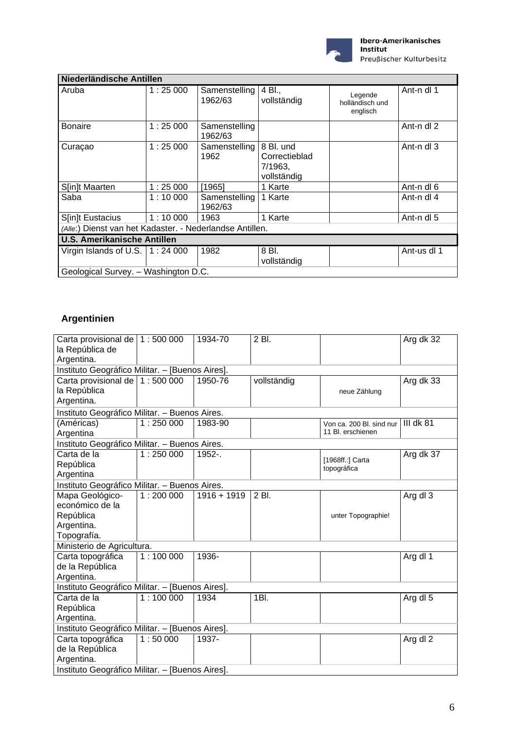| Niederländische Antillen | | | | | |
|---|---|---|---|---|---|
| Aruba | 1 : 25 000 | Samenstelling 1962/63 | 4 Bl., vollständig | Legende holländisch und englisch | Ant-n dl 1 |
| Bonaire | 1 : 25 000 | Samenstelling 1962/63 | | | Ant-n dl 2 |
| Curaçao | 1 : 25 000 | Samenstelling 1962 | 8 Bl. und Correctieblad 7/1963, vollständig | | Ant-n dl 3 |
| S[in]t Maarten | 1 : 25 000 | [1965] | 1 Karte | | Ant-n dl 6 |
| Saba | 1 : 10 000 | Samenstelling 1962/63 | 1 Karte | | Ant-n dl 4 |
| S[in]t Eustacius | 1 : 10 000 | 1963 | 1 Karte | | Ant-n dl 5 |
| *(Alle:)* Dienst van het Kadaster. - Nederlandse Antillen. | | | | | |
| **U.S. Amerikanische Antillen** | | | | | |
| Virgin Islands of U.S. | 1 : 24 000 | 1982 | 8 Bl. vollständig | | Ant-us dl 1 |
| Geological Survey. – Washington D.C. | | | | | |

## Argentinien

| Titel | Maßstab | Jahr | Umfang | Bemerkung | Signatur |
|---|---|---|---|---|---|
| Carta provisional de la República de Argentina. | 1 : 500 000 | 1934-70 | 2 Bl. | | Arg dk 32 |
| Instituto Geográfico Militar. – [Buenos Aires]. | | | | | |
| Carta provisional de la República Argentina. | 1 : 500 000 | 1950-76 | vollständig | neue Zählung | Arg dk 33 |
| Instituto Geográfico Militar. – Buenos Aires. | | | | | |
| (Américas) Argentina | 1 : 250 000 | 1983-90 | | Von ca. 200 Bl. sind nur 11 Bl. erschienen | III dk 81 |
| Instituto Geográfico Militar. – Buenos Aires. | | | | | |
| Carta de la República Argentina | 1 : 250 000 | 1952-. | | [1968ff.:] Carta topográfica | Arg dk 37 |
| Instituto Geográfico Militar. – Buenos Aires. | | | | | |
| Mapa Geológico-económico de la República Argentina. Topografía. | 1 : 200 000 | 1916 + 1919 | 2 Bl. | unter Topographie! | Arg dl 3 |
| Ministerio de Agricultura. | | | | | |
| Carta topográfica de la República Argentina. | 1 : 100 000 | 1936- | | | Arg dl 1 |
| Instituto Geográfico Militar. – [Buenos Aires]. | | | | | |
| Carta de la República Argentina. | 1 : 100 000 | 1934 | 1Bl. | | Arg dl 5 |
| Instituto Geográfico Militar. – [Buenos Aires]. | | | | | |
| Carta topográfica de la República Argentina. | 1 : 50 000 | 1937- | | | Arg dl 2 |
| Instituto Geográfico Militar. – [Buenos Aires]. | | | | | |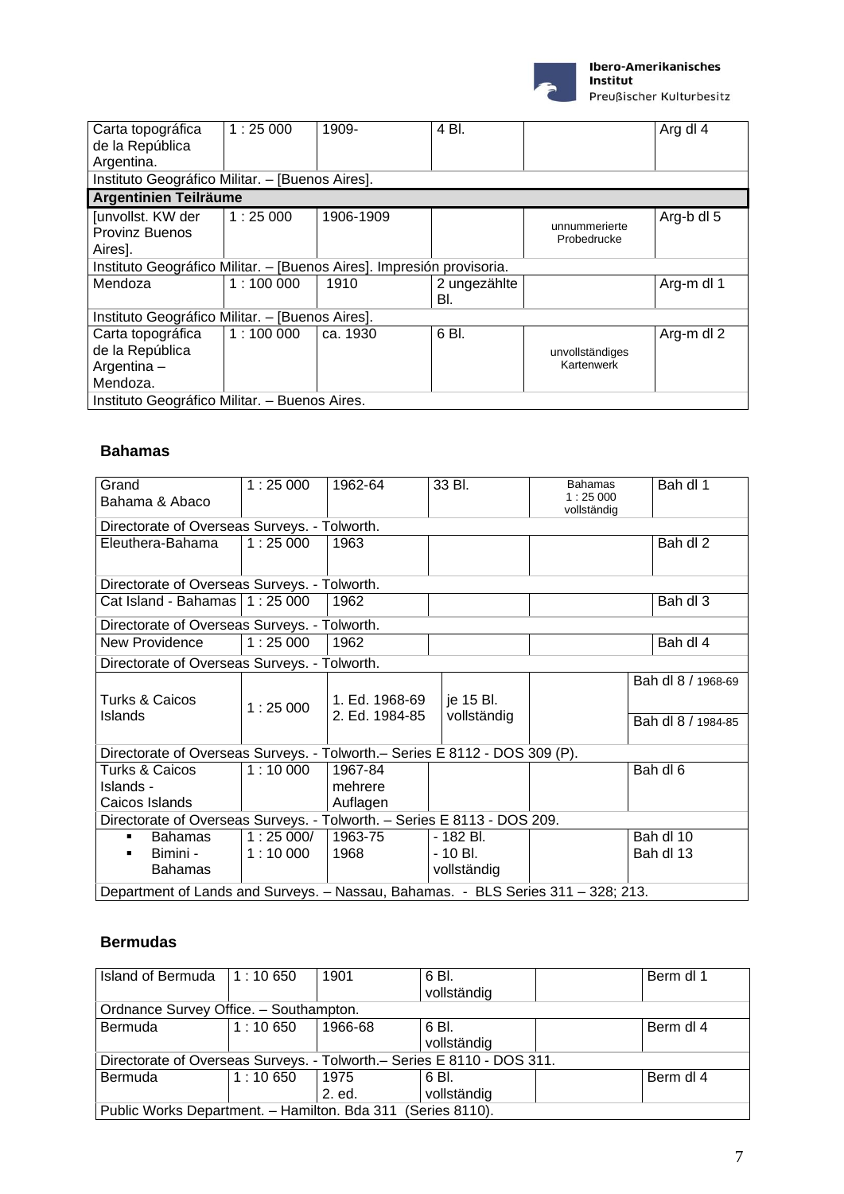| | | | | | |
|---|---|---|---|---|---|
| Carta topográfica de la República Argentina. | 1 : 25 000 | 1909- | 4 Bl. | | Arg dl 4 |
| Instituto Geográfico Militar. – [Buenos Aires]. | | | | | |
| **Argentinien Teilräume** | | | | | |
| [unvollst. KW der Provinz Buenos Aires]. | 1 : 25 000 | 1906-1909 | | unnummerierte Probedrucke | Arg-b dl 5 |
| Instituto Geográfico Militar. – [Buenos Aires]. Impresión provisoria. | | | | | |
| Mendoza | 1 : 100 000 | 1910 | 2 ungezählte Bl. | | Arg-m dl 1 |
| Instituto Geográfico Militar. – [Buenos Aires]. | | | | | |
| Carta topográfica de la República Argentina – Mendoza. | 1 : 100 000 | ca. 1930 | 6 Bl. | unvollständiges Kartenwerk | Arg-m dl 2 |
| Instituto Geográfico Militar. – Buenos Aires. | | | | | |

### Bahamas

| | | | | | |
|---|---|---|---|---|---|
| Grand Bahama & Abaco | 1 : 25 000 | 1962-64 | 33 Bl. | Bahamas 1 : 25 000 vollständig | Bah dl 1 |
| Directorate of Overseas Surveys. - Tolworth. | | | | | |
| Eleuthera-Bahama | 1 : 25 000 | 1963 | | | Bah dl 2 |
| Directorate of Overseas Surveys. - Tolworth. | | | | | |
| Cat Island - Bahamas | 1 : 25 000 | 1962 | | | Bah dl 3 |
| Directorate of Overseas Surveys. - Tolworth. | | | | | |
| New Providence | 1 : 25 000 | 1962 | | | Bah dl 4 |
| Directorate of Overseas Surveys. - Tolworth. | | | | | |
| Turks & Caicos Islands | 1 : 25 000 | 1. Ed. 1968-69<br>2. Ed. 1984-85 | je 15 Bl. vollständig | | Bah dl 8 / 1968-69<br>Bah dl 8 / 1984-85 |
| Directorate of Overseas Surveys. - Tolworth.– Series E 8112 - DOS 309 (P). | | | | | |
| Turks & Caicos Islands - Caicos Islands | 1 : 10 000 | 1967-84 mehrere Auflagen | | | Bah dl 6 |
| Directorate of Overseas Surveys. - Tolworth. – Series E 8113 - DOS 209. | | | | | |
| ▪ Bahamas<br>▪ Bimini - Bahamas | 1 : 25 000/<br>1 : 10 000 | 1963-75<br>1968 | - 182 Bl.<br>- 10 Bl.<br>vollständig | | Bah dl 10<br>Bah dl 13 |
| Department of Lands and Surveys. – Nassau, Bahamas. - BLS Series 311 – 328; 213. | | | | | |

### Bermudas

| | | | | | |
|---|---|---|---|---|---|
| Island of Bermuda | 1 : 10 650 | 1901 | 6 Bl. vollständig | | Berm dl 1 |
| Ordnance Survey Office. – Southampton. | | | | | |
| Bermuda | 1 : 10 650 | 1966-68 | 6 Bl. vollständig | | Berm dl 4 |
| Directorate of Overseas Surveys. - Tolworth.– Series E 8110 - DOS 311. | | | | | |
| Bermuda | 1 : 10 650 | 1975<br>2. ed. | 6 Bl. vollständig | | Berm dl 4 |
| Public Works Department. – Hamilton. Bda 311 (Series 8110). | | | | | |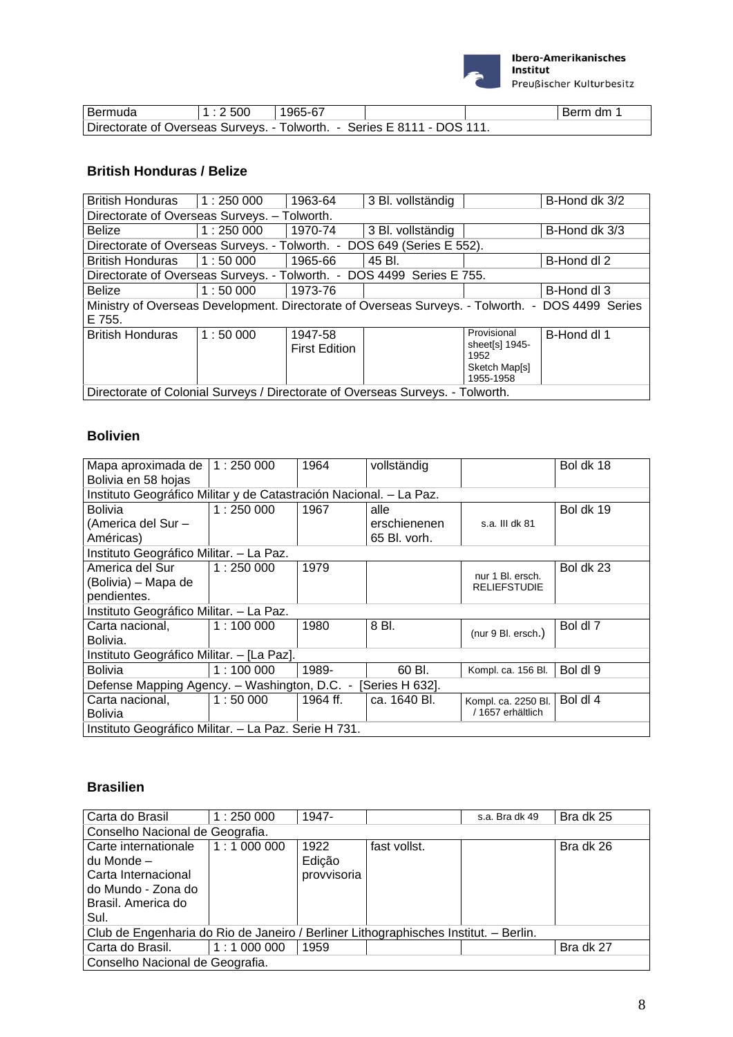| Bermuda | 1 : 2 500 | 1965-67 | | | Berm dm 1 |
|---|---|---|---|---|---|
| Directorate of Overseas Surveys. - Tolworth. - Series E 8111 - DOS 111. | | | | | |

### British Honduras / Belize

| British Honduras | 1 : 250 000 | 1963-64 | 3 Bl. vollständig | | B-Hond dk 3/2 |
|---|---|---|---|---|---|
| Directorate of Overseas Surveys. – Tolworth. | | | | | |
| Belize | 1 : 250 000 | 1970-74 | 3 Bl. vollständig | | B-Hond dk 3/3 |
| Directorate of Overseas Surveys. - Tolworth. - DOS 649 (Series E 552). | | | | | |
| British Honduras | 1 : 50 000 | 1965-66 | 45 Bl. | | B-Hond dl 2 |
| Directorate of Overseas Surveys. - Tolworth. - DOS 4499 Series E 755. | | | | | |
| Belize | 1 : 50 000 | 1973-76 | | | B-Hond dl 3 |
| Ministry of Overseas Development. Directorate of Overseas Surveys. - Tolworth. - DOS 4499 Series E 755. | | | | | |
| British Honduras | 1 : 50 000 | 1947-58 First Edition | | Provisional sheet[s] 1945-1952 Sketch Map[s] 1955-1958 | B-Hond dl 1 |
| Directorate of Colonial Surveys / Directorate of Overseas Surveys. - Tolworth. | | | | | |

### Bolivien

| Mapa aproximada de Bolivia en 58 hojas | 1 : 250 000 | 1964 | vollständig | | Bol dk 18 |
|---|---|---|---|---|---|
| Instituto Geográfico Militar y de Catastración Nacional. – La Paz. | | | | | |
| Bolivia (America del Sur – Américas) | 1 : 250 000 | 1967 | alle erschienenen 65 Bl. vorh. | s.a. III dk 81 | Bol dk 19 |
| Instituto Geográfico Militar. – La Paz. | | | | | |
| America del Sur (Bolivia) – Mapa de pendientes. | 1 : 250 000 | 1979 | | nur 1 Bl. ersch. RELIEFSTUDIE | Bol dk 23 |
| Instituto Geográfico Militar. – La Paz. | | | | | |
| Carta nacional, Bolivia. | 1 : 100 000 | 1980 | 8 Bl. | (nur 9 Bl. ersch.) | Bol dl 7 |
| Instituto Geográfico Militar. – [La Paz]. | | | | | |
| Bolivia | 1 : 100 000 | 1989- | 60 Bl. | Kompl. ca. 156 Bl. | Bol dl 9 |
| Defense Mapping Agency. – Washington, D.C. - [Series H 632]. | | | | | |
| Carta nacional, Bolivia | 1 : 50 000 | 1964 ff. | ca. 1640 Bl. | Kompl. ca. 2250 Bl. / 1657 erhältlich | Bol dl 4 |
| Instituto Geográfico Militar. – La Paz. Serie H 731. | | | | | |

### Brasilien

| Carta do Brasil | 1 : 250 000 | 1947- | | s.a. Bra dk 49 | Bra dk 25 |
|---|---|---|---|---|---|
| Conselho Nacional de Geografia. | | | | | |
| Carte internationale du Monde – Carta Internacional do Mundo - Zona do Brasil. America do Sul. | 1 : 1 000 000 | 1922 Edição provvisoria | fast vollst. | | Bra dk 26 |
| Club de Engenharia do Rio de Janeiro / Berliner Lithographisches Institut. – Berlin. | | | | | |
| Carta do Brasil. | 1 : 1 000 000 | 1959 | | | Bra dk 27 |
| Conselho Nacional de Geografia. | | | | | |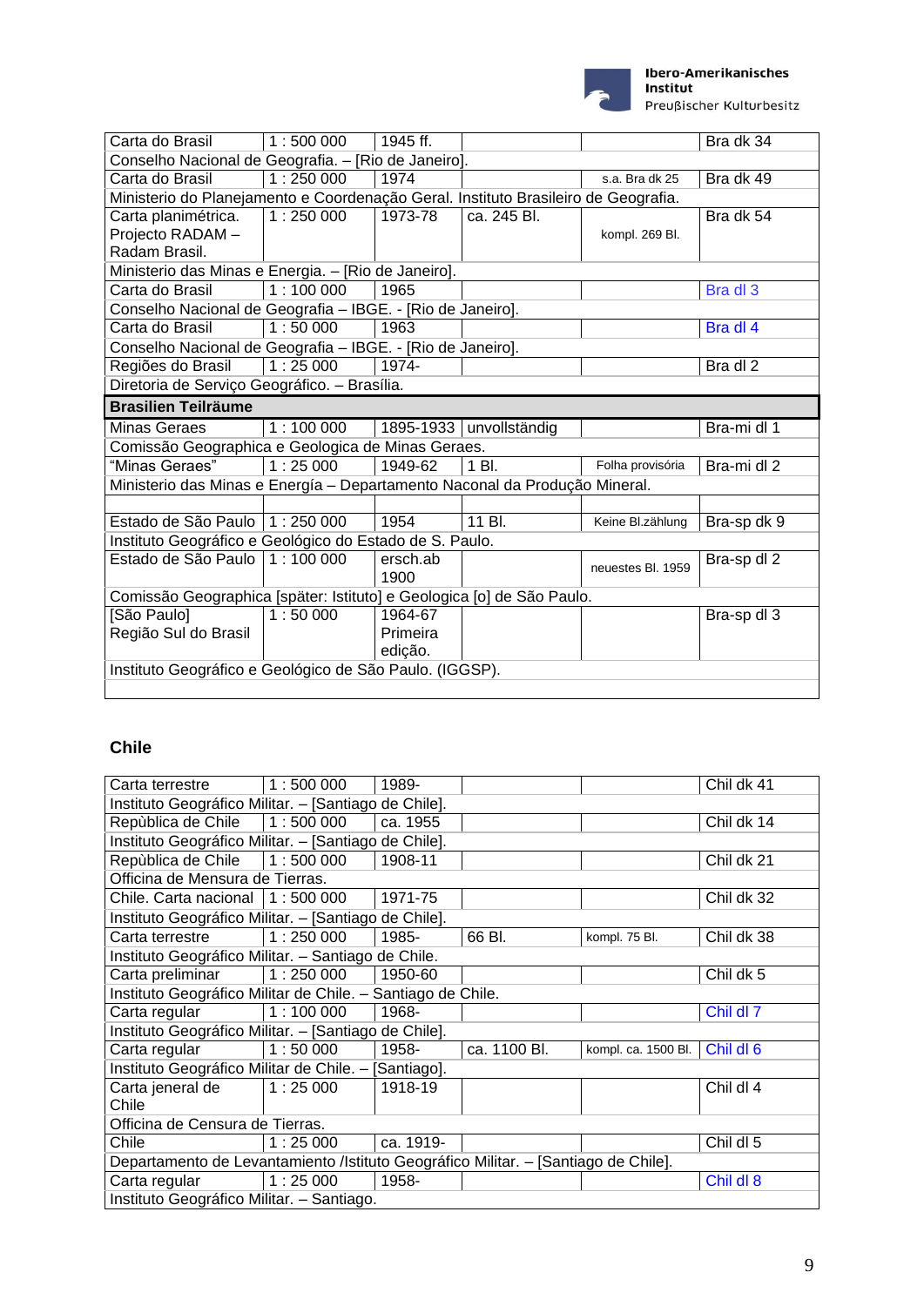| | | | | | |
|---|---|---|---|---|---|
| Carta do Brasil | 1 : 500 000 | 1945 ff. | | | Bra dk 34 |
| Conselho Nacional de Geografia. – [Rio de Janeiro]. | | | | | |
| Carta do Brasil | 1 : 250 000 | 1974 | | s.a. Bra dk 25 | Bra dk 49 |
| Ministerio do Planejamento e Coordenação Geral. Instituto Brasileiro de Geografia. | | | | | |
| Carta planimétrica. Projecto RADAM – Radam Brasil. | 1 : 250 000 | 1973-78 | ca. 245 Bl. | kompl. 269 Bl. | Bra dk 54 |
| Ministerio das Minas e Energia. – [Rio de Janeiro]. | | | | | |
| Carta do Brasil | 1 : 100 000 | 1965 | | | Bra dl 3 |
| Conselho Nacional de Geografia – IBGE. - [Rio de Janeiro]. | | | | | |
| Carta do Brasil | 1 : 50 000 | 1963 | | | Bra dl 4 |
| Conselho Nacional de Geografia – IBGE. - [Rio de Janeiro]. | | | | | |
| Regiões do Brasil | 1 : 25 000 | 1974- | | | Bra dl 2 |
| Diretoria de Serviço Geográfico. – Brasília. | | | | | |
| **Brasilien Teilräume** | | | | | |
| Minas Geraes | 1 : 100 000 | 1895-1933 | unvollständig | | Bra-mi dl 1 |
| Comissão Geographica e Geologica de Minas Geraes. | | | | | |
| "Minas Geraes" | 1 : 25 000 | 1949-62 | 1 Bl. | Folha provisória | Bra-mi dl 2 |
| Ministerio das Minas e Energía – Departamento Naconal da Produção Mineral. | | | | | |
| | | | | | |
| Estado de São Paulo | 1 : 250 000 | 1954 | 11 Bl. | Keine Bl.zählung | Bra-sp dk 9 |
| Instituto Geográfico e Geológico do Estado de S. Paulo. | | | | | |
| Estado de São Paulo | 1 : 100 000 | ersch.ab 1900 | | neuestes Bl. 1959 | Bra-sp dl 2 |
| Comissão Geographica [später: Istituto] e Geologica [o] de São Paulo. | | | | | |
| [São Paulo] Região Sul do Brasil | 1 : 50 000 | 1964-67 Primeira edição. | | | Bra-sp dl 3 |
| Instituto Geográfico e Geológico de São Paulo. (IGGSP). | | | | | |
| | | | | | |

## Chile

| | | | | | |
|---|---|---|---|---|---|
| Carta terrestre | 1 : 500 000 | 1989- | | | Chil dk 41 |
| Instituto Geográfico Militar. – [Santiago de Chile]. | | | | | |
| Repùblica de Chile | 1 : 500 000 | ca. 1955 | | | Chil dk 14 |
| Instituto Geográfico Militar. – [Santiago de Chile]. | | | | | |
| Repùblica de Chile | 1 : 500 000 | 1908-11 | | | Chil dk 21 |
| Officina de Mensura de Tierras. | | | | | |
| Chile. Carta nacional | 1 : 500 000 | 1971-75 | | | Chil dk 32 |
| Instituto Geográfico Militar. – [Santiago de Chile]. | | | | | |
| Carta terrestre | 1 : 250 000 | 1985- | 66 Bl. | kompl. 75 Bl. | Chil dk 38 |
| Instituto Geográfico Militar. – Santiago de Chile. | | | | | |
| Carta preliminar | 1 : 250 000 | 1950-60 | | | Chil dk 5 |
| Instituto Geográfico Militar de Chile. – Santiago de Chile. | | | | | |
| Carta regular | 1 : 100 000 | 1968- | | | Chil dl 7 |
| Instituto Geográfico Militar. – [Santiago de Chile]. | | | | | |
| Carta regular | 1 : 50 000 | 1958- | ca. 1100 Bl. | kompl. ca. 1500 Bl. | Chil dl 6 |
| Instituto Geográfico Militar de Chile. – [Santiago]. | | | | | |
| Carta jeneral de Chile | 1 : 25 000 | 1918-19 | | | Chil dl 4 |
| Officina de Censura de Tierras. | | | | | |
| Chile | 1 : 25 000 | ca. 1919- | | | Chil dl 5 |
| Departamento de Levantamiento /Istituto Geográfico Militar. – [Santiago de Chile]. | | | | | |
| Carta regular | 1 : 25 000 | 1958- | | | Chil dl 8 |
| Instituto Geográfico Militar. – Santiago. | | | | | |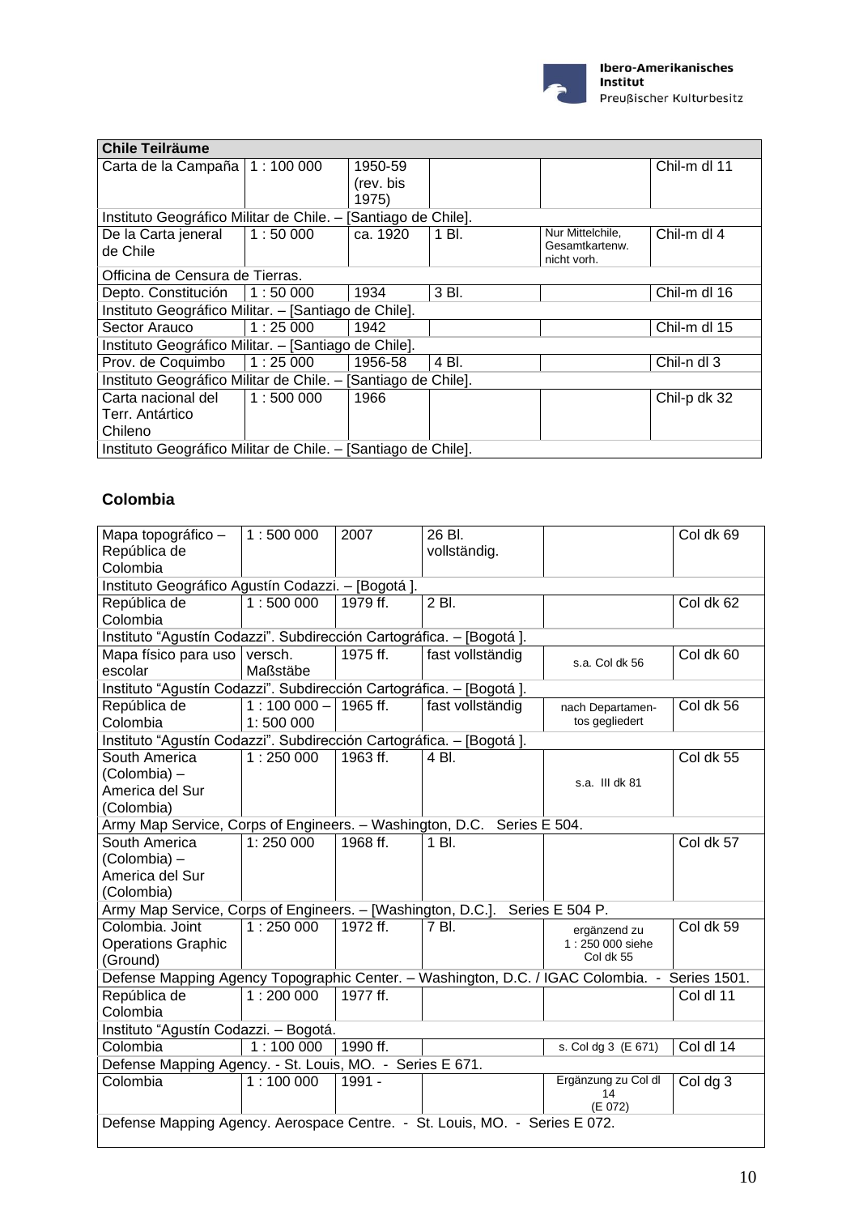| Chile Teilräume | | | | | |
|---|---|---|---|---|---|
| Carta de la Campaña | 1 : 100 000 | 1950-59 (rev. bis 1975) | | | Chil-m dl 11 |
| Instituto Geográfico Militar de Chile. – [Santiago de Chile]. | | | | | |
| De la Carta jeneral de Chile | 1 : 50 000 | ca. 1920 | 1 Bl. | Nur Mittelchile, Gesamtkartenw. nicht vorh. | Chil-m dl 4 |
| Officina de Censura de Tierras. | | | | | |
| Depto. Constitución | 1 : 50 000 | 1934 | 3 Bl. | | Chil-m dl 16 |
| Instituto Geográfico Militar. – [Santiago de Chile]. | | | | | |
| Sector Arauco | 1 : 25 000 | 1942 | | | Chil-m dl 15 |
| Instituto Geográfico Militar. – [Santiago de Chile]. | | | | | |
| Prov. de Coquimbo | 1 : 25 000 | 1956-58 | 4 Bl. | | Chil-n dl 3 |
| Instituto Geográfico Militar de Chile. – [Santiago de Chile]. | | | | | |
| Carta nacional del Terr. Antártico Chileno | 1 : 500 000 | 1966 | | | Chil-p dk 32 |
| Instituto Geográfico Militar de Chile. – [Santiago de Chile]. | | | | | |

## Colombia

| | | | | | |
|---|---|---|---|---|---|
| Mapa topográfico – República de Colombia | 1 : 500 000 | 2007 | 26 Bl. vollständig. | | Col dk 69 |
| Instituto Geográfico Agustín Codazzi. – [Bogotá ]. | | | | | |
| República de Colombia | 1 : 500 000 | 1979 ff. | 2 Bl. | | Col dk 62 |
| Instituto "Agustín Codazzi". Subdirección Cartográfica. – [Bogotá ]. | | | | | |
| Mapa físico para uso escolar | versch. Maßstäbe | 1975 ff. | fast vollständig | s.a. Col dk 56 | Col dk 60 |
| Instituto "Agustín Codazzi". Subdirección Cartográfica. – [Bogotá ]. | | | | | |
| República de Colombia | 1 : 100 000 – 1: 500 000 | 1965 ff. | fast vollständig | nach Departamentos gegliedert | Col dk 56 |
| Instituto "Agustín Codazzi". Subdirección Cartográfica. – [Bogotá ]. | | | | | |
| South America (Colombia) – America del Sur (Colombia) | 1 : 250 000 | 1963 ff. | 4 Bl. | s.a. III dk 81 | Col dk 55 |
| Army Map Service, Corps of Engineers. – Washington, D.C. Series E 504. | | | | | |
| South America (Colombia) – America del Sur (Colombia) | 1: 250 000 | 1968 ff. | 1 Bl. | | Col dk 57 |
| Army Map Service, Corps of Engineers. – [Washington, D.C.]. Series E 504 P. | | | | | |
| Colombia. Joint Operations Graphic (Ground) | 1 : 250 000 | 1972 ff. | 7 Bl. | ergänzend zu 1 : 250 000 siehe Col dk 55 | Col dk 59 |
| Defense Mapping Agency Topographic Center. – Washington, D.C. / IGAC Colombia. - Series 1501. | | | | | |
| República de Colombia | 1 : 200 000 | 1977 ff. | | | Col dl 11 |
| Instituto "Agustín Codazzi. – Bogotá. | | | | | |
| Colombia | 1 : 100 000 | 1990 ff. | | s. Col dg 3 (E 671) | Col dl 14 |
| Defense Mapping Agency. - St. Louis, MO. - Series E 671. | | | | | |
| Colombia | 1 : 100 000 | 1991 - | | Ergänzung zu Col dl 14 (E 072) | Col dg 3 |
| Defense Mapping Agency. Aerospace Centre. - St. Louis, MO. - Series E 072. | | | | | |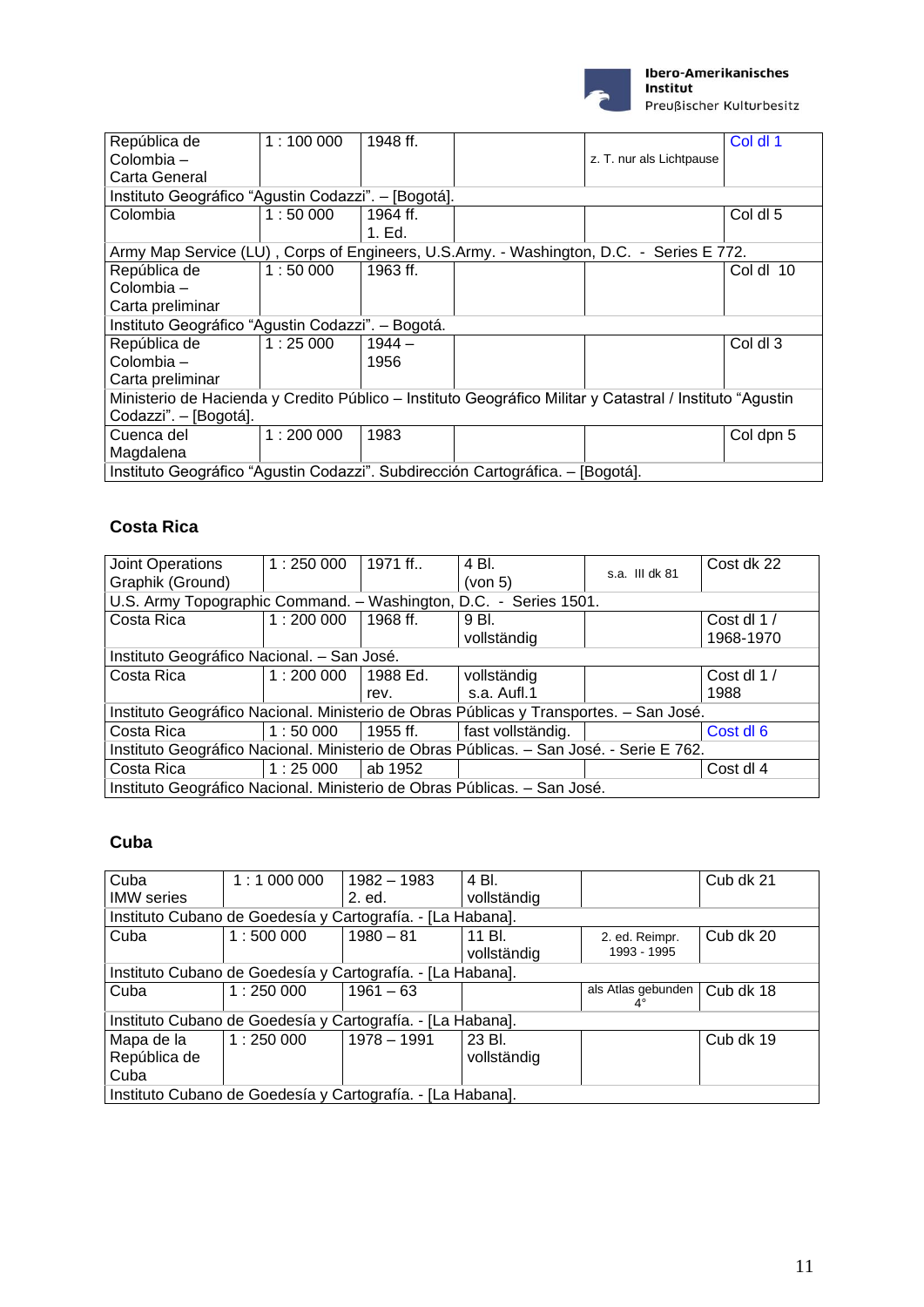| República de Colombia – Carta General | 1 : 100 000 | 1948 ff. | | z. T. nur als Lichtpause | Col dl 1 |
|---|---|---|---|---|---|
| Instituto Geográfico "Agustin Codazzi". – [Bogotá]. | | | | | |
| Colombia | 1 : 50 000 | 1964 ff. 1. Ed. | | | Col dl 5 |
| Army Map Service (LU) , Corps of Engineers, U.S.Army. - Washington, D.C. - Series E 772. | | | | | |
| República de Colombia – Carta preliminar | 1 : 50 000 | 1963 ff. | | | Col dl 10 |
| Instituto Geográfico "Agustin Codazzi". – Bogotá. | | | | | |
| República de Colombia – Carta preliminar | 1 : 25 000 | 1944 – 1956 | | | Col dl 3 |
| Ministerio de Hacienda y Credito Público – Instituto Geográfico Militar y Catastral / Instituto "Agustin Codazzi". – [Bogotá]. | | | | | |
| Cuenca del Magdalena | 1 : 200 000 | 1983 | | | Col dpn 5 |
| Instituto Geográfico "Agustin Codazzi". Subdirección Cartográfica. – [Bogotá]. | | | | | |

### Costa Rica

| Joint Operations Graphik (Ground) | 1 : 250 000 | 1971 ff.. | 4 Bl. (von 5) | s.a. III dk 81 | Cost dk 22 |
|---|---|---|---|---|---|
| U.S. Army Topographic Command. – Washington, D.C. - Series 1501. | | | | | |
| Costa Rica | 1 : 200 000 | 1968 ff. | 9 Bl. vollständig | | Cost dl 1 / 1968-1970 |
| Instituto Geográfico Nacional. – San José. | | | | | |
| Costa Rica | 1 : 200 000 | 1988 Ed. rev. | vollständig s.a. Aufl.1 | | Cost dl 1 / 1988 |
| Instituto Geográfico Nacional. Ministerio de Obras Públicas y Transportes. – San José. | | | | | |
| Costa Rica | 1 : 50 000 | 1955 ff. | fast vollständig. | | Cost dl 6 |
| Instituto Geográfico Nacional. Ministerio de Obras Públicas. – San José. - Serie E 762. | | | | | |
| Costa Rica | 1 : 25 000 | ab 1952 | | | Cost dl 4 |
| Instituto Geográfico Nacional. Ministerio de Obras Públicas. – San José. | | | | | |

### Cuba

| Cuba IMW series | 1 : 1 000 000 | 1982 – 1983 2. ed. | 4 Bl. vollständig | | Cub dk 21 |
|---|---|---|---|---|---|
| Instituto Cubano de Goedesía y Cartografía. - [La Habana]. | | | | | |
| Cuba | 1 : 500 000 | 1980 – 81 | 11 Bl. vollständig | 2. ed. Reimpr. 1993 - 1995 | Cub dk 20 |
| Instituto Cubano de Goedesía y Cartografía. - [La Habana]. | | | | | |
| Cuba | 1 : 250 000 | 1961 – 63 | | als Atlas gebunden 4° | Cub dk 18 |
| Instituto Cubano de Goedesía y Cartografía. - [La Habana]. | | | | | |
| Mapa de la República de Cuba | 1 : 250 000 | 1978 – 1991 | 23 Bl. vollständig | | Cub dk 19 |
| Instituto Cubano de Goedesía y Cartografía. - [La Habana]. | | | | | |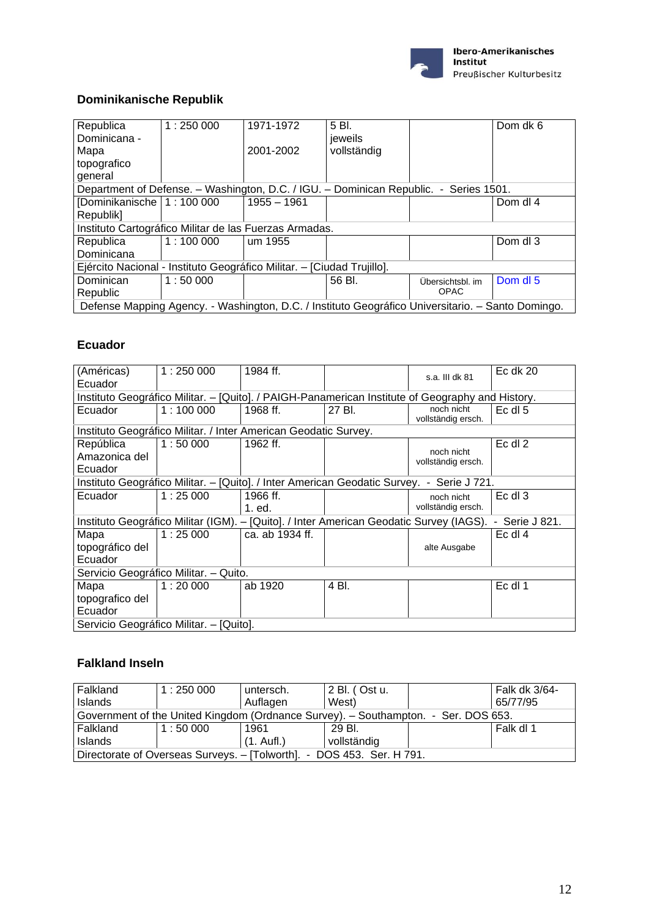## Dominikanische Republik

| | | | | | |
|---|---|---|---|---|---|
| Republica Dominicana - Mapa topografico general | 1 : 250 000 | 1971-1972<br>2001-2002 | 5 Bl. jeweils vollständig | | Dom dk 6 |
| Department of Defense. – Washington, D.C. / IGU. – Dominican Republic. - Series 1501. | | | | | |
| [Dominikanische Republik] | 1 : 100 000 | 1955 – 1961 | | | Dom dl 4 |
| Instituto Cartográfico Militar de las Fuerzas Armadas. | | | | | |
| Republica Dominicana | 1 : 100 000 | um 1955 | | | Dom dl 3 |
| Ejército Nacional - Instituto Geográfico Militar. – [Ciudad Trujillo]. | | | | | |
| Dominican Republic | 1 : 50 000 | | 56 Bl. | Übersichtsbl. im OPAC | Dom dl 5 |
| Defense Mapping Agency. - Washington, D.C. / Instituto Geográfico Universitario. – Santo Domingo. | | | | | |

## Ecuador

| | | | | | |
|---|---|---|---|---|---|
| (Américas) Ecuador | 1 : 250 000 | 1984 ff. | | s.a. III dk 81 | Ec dk 20 |
| Instituto Geográfico Militar. – [Quito]. / PAIGH-Panamerican Institute of Geography and History. | | | | | |
| Ecuador | 1 : 100 000 | 1968 ff. | 27 Bl. | noch nicht vollständig ersch. | Ec dl 5 |
| Instituto Geográfico Militar. / Inter American Geodatic Survey. | | | | | |
| República Amazonica del Ecuador | 1 : 50 000 | 1962 ff. | | noch nicht vollständig ersch. | Ec dl 2 |
| Instituto Geográfico Militar. – [Quito]. / Inter American Geodatic Survey. - Serie J 721. | | | | | |
| Ecuador | 1 : 25 000 | 1966 ff.<br>1. ed. | | noch nicht vollständig ersch. | Ec dl 3 |
| Instituto Geográfico Militar (IGM). – [Quito]. / Inter American Geodatic Survey (IAGS). - Serie J 821. | | | | | |
| Mapa topográfico del Ecuador | 1 : 25 000 | ca. ab 1934 ff. | | alte Ausgabe | Ec dl 4 |
| Servicio Geográfico Militar. – Quito. | | | | | |
| Mapa topografico del Ecuador | 1 : 20 000 | ab 1920 | 4 Bl. | | Ec dl 1 |
| Servicio Geográfico Militar. – [Quito]. | | | | | |

## Falkland Inseln

| | | | | | |
|---|---|---|---|---|---|
| Falkland Islands | 1 : 250 000 | untersch. Auflagen | 2 Bl. ( Ost u. West) | | Falk dk 3/64-65/77/95 |
| Government of the United Kingdom (Ordnance Survey). – Southampton. - Ser. DOS 653. | | | | | |
| Falkland Islands | 1 : 50 000 | 1961<br>(1. Aufl.) | 29 Bl.<br>vollständig | | Falk dl 1 |
| Directorate of Overseas Surveys. – [Tolworth]. - DOS 453. Ser. H 791. | | | | | |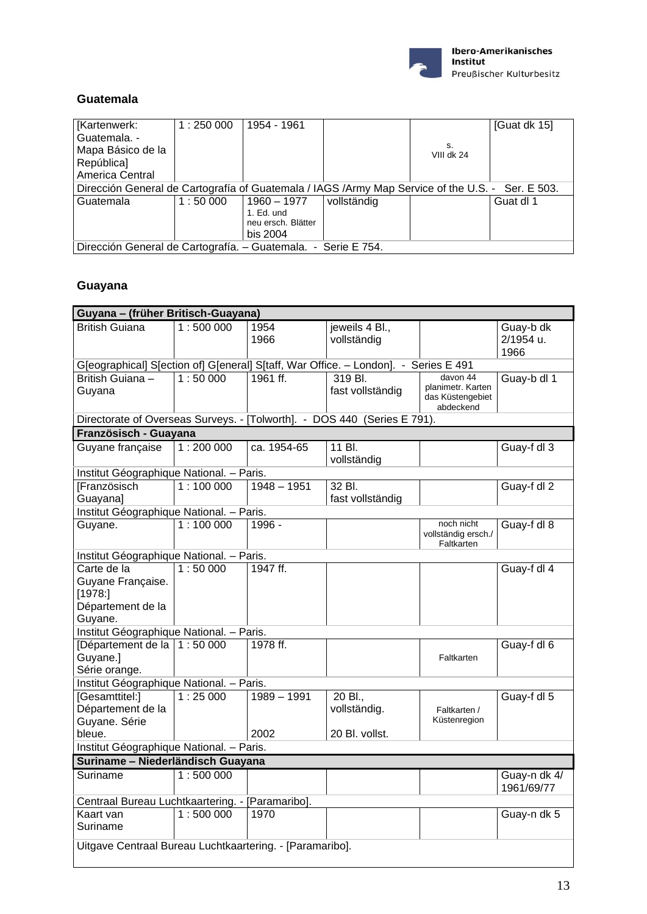## Guatemala

| | | | | | |
|---|---|---|---|---|---|
| [Kartenwerk: Guatemala. - Mapa Básico de la República] America Central | 1 : 250 000 | 1954 - 1961 | | s. VIII dk 24 | [Guat dk 15] |
| Dirección General de Cartografía of Guatemala / IAGS /Army Map Service of the U.S. - Ser. E 503. | | | | | |
| Guatemala | 1 : 50 000 | 1960 – 1977 1. Ed. und neu ersch. Blätter bis 2004 | vollständig | | Guat dl 1 |
| Dirección General de Cartografía. – Guatemala. - Serie E 754. | | | | | |

## Guayana

| | | | | | |
|---|---|---|---|---|---|
| **Guyana – (früher Britisch-Guayana)** | | | | | |
| British Guiana | 1 : 500 000 | 1954 1966 | jeweils 4 Bl., vollständig | | Guay-b dk 2/1954 u. 1966 |
| G[eographical] S[ection of] G[eneral] S[taff, War Office. – London]. - Series E 491 | | | | | |
| British Guiana – Guyana | 1 : 50 000 | 1961 ff. | 319 Bl. fast vollständig | davon 44 planimetr. Karten das Küstengebiet abdeckend | Guay-b dl 1 |
| Directorate of Overseas Surveys. - [Tolworth]. - DOS 440 (Series E 791). | | | | | |
| **Französisch - Guayana** | | | | | |
| Guyane française | 1 : 200 000 | ca. 1954-65 | 11 Bl. vollständig | | Guay-f dl 3 |
| Institut Géographique National. – Paris. | | | | | |
| [Französisch Guayana] | 1 : 100 000 | 1948 – 1951 | 32 Bl. fast vollständig | | Guay-f dl 2 |
| Institut Géographique National. – Paris. | | | | | |
| Guyane. | 1 : 100 000 | 1996 - | | noch nicht vollständig ersch./ Faltkarten | Guay-f dl 8 |
| Institut Géographique National. – Paris. | | | | | |
| Carte de la Guyane Française. [1978:] Département de la Guyane. | 1 : 50 000 | 1947 ff. | | | Guay-f dl 4 |
| Institut Géographique National. – Paris. | | | | | |
| [Département de la Guyane.] Série orange. | 1 : 50 000 | 1978 ff. | | Faltkarten | Guay-f dl 6 |
| Institut Géographique National. – Paris. | | | | | |
| [Gesamttitel:] Département de la Guyane. Série bleue. | 1 : 25 000 | 1989 – 1991 2002 | 20 Bl., vollständig. 20 Bl. vollst. | Faltkarten / Küstenregion | Guay-f dl 5 |
| Institut Géographique National. – Paris. | | | | | |
| **Suriname – Niederländisch Guayana** | | | | | |
| Suriname | 1 : 500 000 | | | | Guay-n dk 4/ 1961/69/77 |
| Centraal Bureau Luchtkaartering. - [Paramaribo]. | | | | | |
| Kaart van Suriname | 1 : 500 000 | 1970 | | | Guay-n dk 5 |
| Uitgave Centraal Bureau Luchtkaartering. - [Paramaribo]. | | | | | |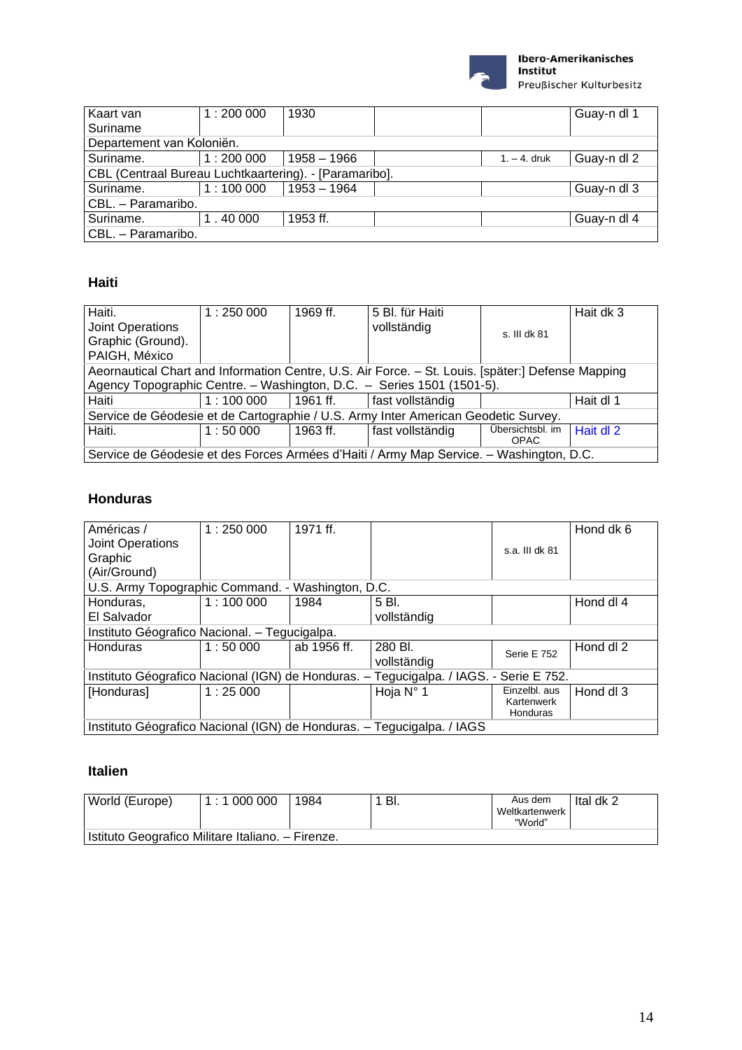| | | | | | |
|---|---|---|---|---|---|
| Kaart van Suriname | 1 : 200 000 | 1930 | | | Guay-n dl 1 |
| Departement van Koloniën. | | | | | |
| Suriname. | 1 : 200 000 | 1958 – 1966 | | 1. – 4. druk | Guay-n dl 2 |
| CBL (Centraal Bureau Luchtkaartering). - [Paramaribo]. | | | | | |
| Suriname. | 1 : 100 000 | 1953 – 1964 | | | Guay-n dl 3 |
| CBL. – Paramaribo. | | | | | |
| Suriname. | 1 . 40 000 | 1953 ff. | | | Guay-n dl 4 |
| CBL. – Paramaribo. | | | | | |

### Haiti

| | | | | | |
|---|---|---|---|---|---|
| Haiti. Joint Operations Graphic (Ground). PAIGH, México | 1 : 250 000 | 1969 ff. | 5 Bl. für Haiti vollständig | s. III dk 81 | Hait dk 3 |
| Aeornautical Chart and Information Centre, U.S. Air Force. – St. Louis. [später:] Defense Mapping Agency Topographic Centre. – Washington, D.C. – Series 1501 (1501-5). | | | | | |
| Haiti | 1 : 100 000 | 1961 ff. | fast vollständig | | Hait dl 1 |
| Service de Géodesie et de Cartographie / U.S. Army Inter American Geodetic Survey. | | | | | |
| Haiti. | 1 : 50 000 | 1963 ff. | fast vollständig | Übersichtsbl. im OPAC | Hait dl 2 |
| Service de Géodesie et des Forces Armées d'Haiti / Army Map Service. – Washington, D.C. | | | | | |

### Honduras

| | | | | | |
|---|---|---|---|---|---|
| Américas / Joint Operations Graphic (Air/Ground) | 1 : 250 000 | 1971 ff. | | s.a. III dk 81 | Hond dk 6 |
| U.S. Army Topographic Command. - Washington, D.C. | | | | | |
| Honduras, El Salvador | 1 : 100 000 | 1984 | 5 Bl. vollständig | | Hond dl 4 |
| Instituto Géografico Nacional. – Tegucigalpa. | | | | | |
| Honduras | 1 : 50 000 | ab 1956 ff. | 280 Bl. vollständig | Serie E 752 | Hond dl 2 |
| Instituto Géografico Nacional (IGN) de Honduras. – Tegucigalpa. / IAGS. - Serie E 752. | | | | | |
| [Honduras] | 1 : 25 000 | | Hoja N° 1 | Einzelbl. aus Kartenwerk Honduras | Hond dl 3 |
| Instituto Géografico Nacional (IGN) de Honduras. – Tegucigalpa. / IAGS | | | | | |

### Italien

| | | | | | |
|---|---|---|---|---|---|
| World (Europe) | 1 : 1 000 000 | 1984 | 1 Bl. | Aus dem Weltkartenwerk "World" | Ital dk 2 |
| Istituto Geografico Militare Italiano. – Firenze. | | | | | |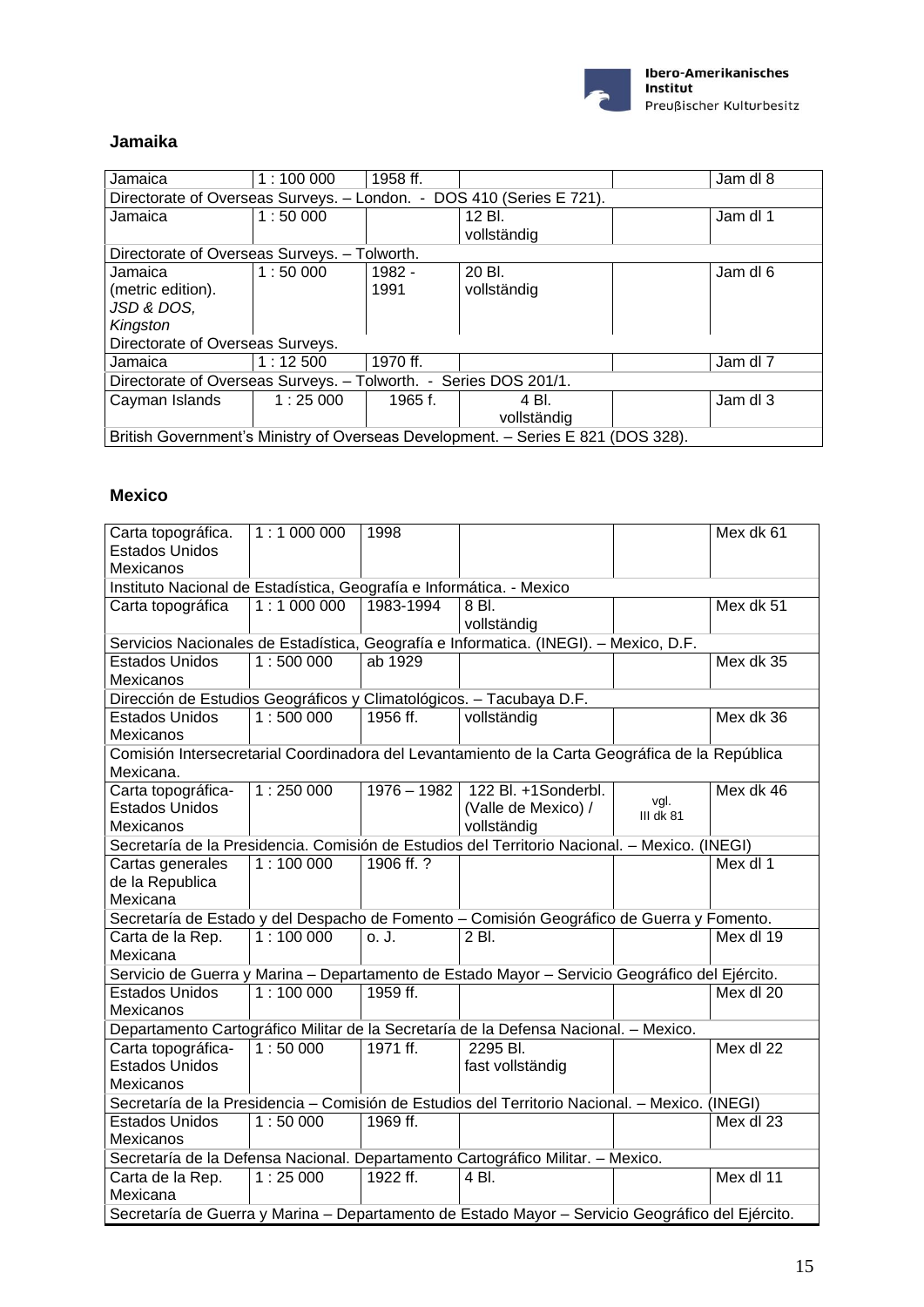## Jamaika

| | | | | | |
|---|---|---|---|---|---|
| Jamaica | 1 : 100 000 | 1958 ff. | | | Jam dl 8 |
| Directorate of Overseas Surveys. – London. - DOS 410 (Series E 721). | | | | | |
| Jamaica | 1 : 50 000 | | 12 Bl. vollständig | | Jam dl 1 |
| Directorate of Overseas Surveys. – Tolworth. | | | | | |
| Jamaica (metric edition). *JSD & DOS, Kingston* | 1 : 50 000 | 1982 - 1991 | 20 Bl. vollständig | | Jam dl 6 |
| Directorate of Overseas Surveys. | | | | | |
| Jamaica | 1 : 12 500 | 1970 ff. | | | Jam dl 7 |
| Directorate of Overseas Surveys. – Tolworth. - Series DOS 201/1. | | | | | |
| Cayman Islands | 1 : 25 000 | 1965 f. | 4 Bl. vollständig | | Jam dl 3 |
| British Government's Ministry of Overseas Development. – Series E 821 (DOS 328). | | | | | |

## Mexico

| | | | | | |
|---|---|---|---|---|---|
| Carta topográfica. Estados Unidos Mexicanos | 1 : 1 000 000 | 1998 | | | Mex dk 61 |
| Instituto Nacional de Estadística, Geografía e Informática. - Mexico | | | | | |
| Carta topográfica | 1 : 1 000 000 | 1983-1994 | 8 Bl. vollständig | | Mex dk 51 |
| Servicios Nacionales de Estadística, Geografía e Informatica. (INEGI). – Mexico, D.F. | | | | | |
| Estados Unidos Mexicanos | 1 : 500 000 | ab 1929 | | | Mex dk 35 |
| Dirección de Estudios Geográficos y Climatológicos. – Tacubaya D.F. | | | | | |
| Estados Unidos Mexicanos | 1 : 500 000 | 1956 ff. | vollständig | | Mex dk 36 |
| Comisión Intersecretarial Coordinadora del Levantamiento de la Carta Geográfica de la República Mexicana. | | | | | |
| Carta topográfica-Estados Unidos Mexicanos | 1 : 250 000 | 1976 – 1982 | 122 Bl. +1Sonderbl. (Valle de Mexico) / vollständig | vgl. III dk 81 | Mex dk 46 |
| Secretaría de la Presidencia. Comisión de Estudios del Territorio Nacional. – Mexico. (INEGI) | | | | | |
| Cartas generales de la Republica Mexicana | 1 : 100 000 | 1906 ff. ? | | | Mex dl 1 |
| Secretaría de Estado y del Despacho de Fomento – Comisión Geográfico de Guerra y Fomento. | | | | | |
| Carta de la Rep. Mexicana | 1 : 100 000 | o. J. | 2 Bl. | | Mex dl 19 |
| Servicio de Guerra y Marina – Departamento de Estado Mayor – Servicio Geográfico del Ejército. | | | | | |
| Estados Unidos Mexicanos | 1 : 100 000 | 1959 ff. | | | Mex dl 20 |
| Departamento Cartográfico Militar de la Secretaría de la Defensa Nacional. – Mexico. | | | | | |
| Carta topográfica-Estados Unidos Mexicanos | 1 : 50 000 | 1971 ff. | 2295 Bl. fast vollständig | | Mex dl 22 |
| Secretaría de la Presidencia – Comisión de Estudios del Territorio Nacional. – Mexico. (INEGI) | | | | | |
| Estados Unidos Mexicanos | 1 : 50 000 | 1969 ff. | | | Mex dl 23 |
| Secretaría de la Defensa Nacional. Departamento Cartográfico Militar. – Mexico. | | | | | |
| Carta de la Rep. Mexicana | 1 : 25 000 | 1922 ff. | 4 Bl. | | Mex dl 11 |
| Secretaría de Guerra y Marina – Departamento de Estado Mayor – Servicio Geográfico del Ejército. | | | | | |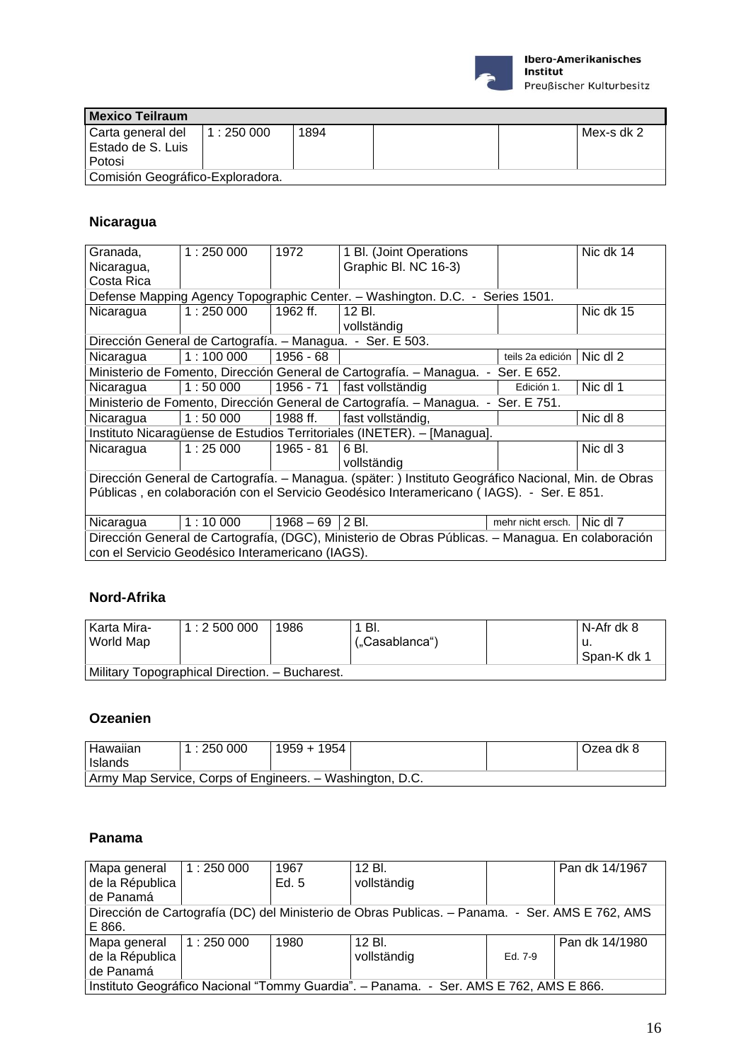| Mexico Teilraum | | | | | |
|---|---|---|---|---|---|
| Carta general del Estado de S. Luis Potosi | 1 : 250 000 | 1894 | | | Mex-s dk 2 |
| Comisión Geográfico-Exploradora. | | | | | |

## Nicaragua

| | | | | | |
|---|---|---|---|---|---|
| Granada, Nicaragua, Costa Rica | 1 : 250 000 | 1972 | 1 Bl. (Joint Operations Graphic Bl. NC 16-3) | | Nic dk 14 |
| Defense Mapping Agency Topographic Center. – Washington. D.C. - Series 1501. | | | | | |
| Nicaragua | 1 : 250 000 | 1962 ff. | 12 Bl. vollständig | | Nic dk 15 |
| Dirección General de Cartografía. – Managua. - Ser. E 503. | | | | | |
| Nicaragua | 1 : 100 000 | 1956 - 68 | | teils 2a edición | Nic dl 2 |
| Ministerio de Fomento, Dirección General de Cartografía. – Managua. - Ser. E 652. | | | | | |
| Nicaragua | 1 : 50 000 | 1956 - 71 | fast vollständig | Edición 1. | Nic dl 1 |
| Ministerio de Fomento, Dirección General de Cartografía. – Managua. - Ser. E 751. | | | | | |
| Nicaragua | 1 : 50 000 | 1988 ff. | fast vollständig, | | Nic dl 8 |
| Instituto Nicaragüense de Estudios Territoriales (INETER). – [Managua]. | | | | | |
| Nicaragua | 1 : 25 000 | 1965 - 81 | 6 Bl. vollständig | | Nic dl 3 |
| Dirección General de Cartografía. – Managua. (später: ) Instituto Geográfico Nacional, Min. de Obras Públicas , en colaboración con el Servicio Geodésico Interamericano ( IAGS). - Ser. E 851. | | | | | |
| Nicaragua | 1 : 10 000 | 1968 – 69 | 2 Bl. | mehr nicht ersch. | Nic dl 7 |
| Dirección General de Cartografía, (DGC), Ministerio de Obras Públicas. – Managua. En colaboración con el Servicio Geodésico Interamericano (IAGS). | | | | | |

## Nord-Afrika

| | | | | | |
|---|---|---|---|---|---|
| Karta Mira-World Map | 1 : 2 500 000 | 1986 | 1 Bl. („Casablanca") | | N-Afr dk 8 u. Span-K dk 1 |
| Military Topographical Direction. – Bucharest. | | | | | |

## Ozeanien

| | | | | | |
|---|---|---|---|---|---|
| Hawaiian Islands | 1 : 250 000 | 1959 + 1954 | | | Ozea dk 8 |
| Army Map Service, Corps of Engineers. – Washington, D.C. | | | | | |

## Panama

| | | | | | |
|---|---|---|---|---|---|
| Mapa general de la República de Panamá | 1 : 250 000 | 1967 Ed. 5 | 12 Bl. vollständig | | Pan dk 14/1967 |
| Dirección de Cartografía (DC) del Ministerio de Obras Publicas. – Panama. - Ser. AMS E 762, AMS E 866. | | | | | |
| Mapa general de la República de Panamá | 1 : 250 000 | 1980 | 12 Bl. vollständig | Ed. 7-9 | Pan dk 14/1980 |
| Instituto Geográfico Nacional "Tommy Guardia". – Panama. - Ser. AMS E 762, AMS E 866. | | | | | |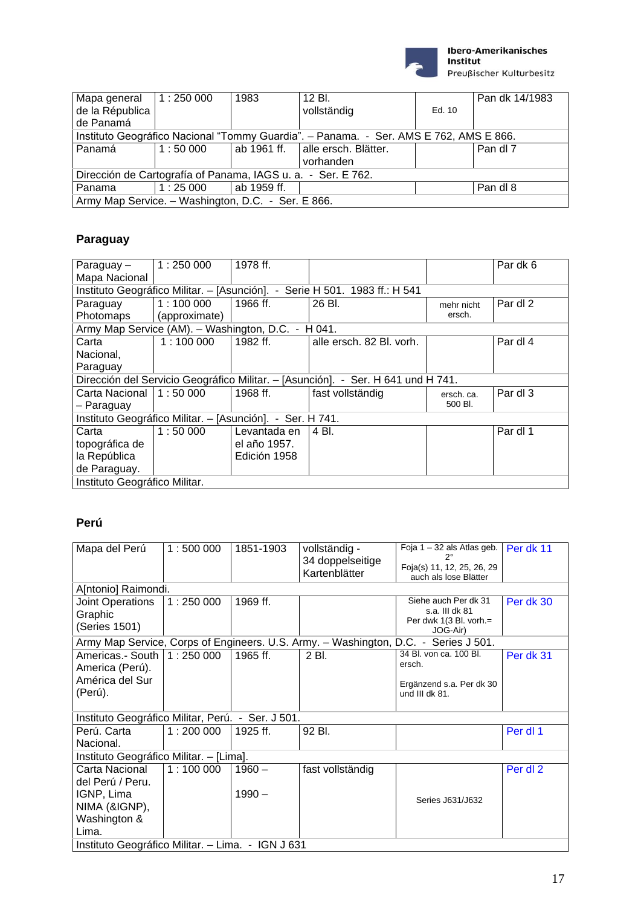| | | | | | |
|---|---|---|---|---|---|
| Mapa general de la República de Panamá | 1 : 250 000 | 1983 | 12 Bl. vollständig | Ed. 10 | Pan dk 14/1983 |
| Instituto Geográfico Nacional "Tommy Guardia". – Panama. - Ser. AMS E 762, AMS E 866. | | | | | |
| Panamá | 1 : 50 000 | ab 1961 ff. | alle ersch. Blätter. vorhanden | | Pan dl 7 |
| Dirección de Cartografía of Panama, IAGS u. a. - Ser. E 762. | | | | | |
| Panama | 1 : 25 000 | ab 1959 ff. | | | Pan dl 8 |
| Army Map Service. – Washington, D.C. - Ser. E 866. | | | | | |

## Paraguay

| | | | | | |
|---|---|---|---|---|---|
| Paraguay – Mapa Nacional | 1 : 250 000 | 1978 ff. | | | Par dk 6 |
| Instituto Geográfico Militar. – [Asunción]. - Serie H 501. 1983 ff.: H 541 | | | | | |
| Paraguay Photomaps | 1 : 100 000 (approximate) | 1966 ff. | 26 Bl. | mehr nicht ersch. | Par dl 2 |
| Army Map Service (AM). – Washington, D.C. - H 041. | | | | | |
| Carta Nacional, Paraguay | 1 : 100 000 | 1982 ff. | alle ersch. 82 Bl. vorh. | | Par dl 4 |
| Dirección del Servicio Geográfico Militar. – [Asunción]. - Ser. H 641 und H 741. | | | | | |
| Carta Nacional – Paraguay | 1 : 50 000 | 1968 ff. | fast vollständig | ersch. ca. 500 Bl. | Par dl 3 |
| Instituto Geográfico Militar. – [Asunción]. - Ser. H 741. | | | | | |
| Carta topográfica de la República de Paraguay. | 1 : 50 000 | Levantada en el año 1957. Edición 1958 | 4 Bl. | | Par dl 1 |
| Instituto Geográfico Militar. | | | | | |

## Perú

| | | | | | |
|---|---|---|---|---|---|
| Mapa del Perú | 1 : 500 000 | 1851-1903 | vollständig - 34 doppelseitige Kartenblätter | Foja 1 – 32 als Atlas geb. 2° Foja(s) 11, 12, 25, 26, 29 auch als lose Blätter | Per dk 11 |
| A[ntonio] Raimondi. | | | | | |
| Joint Operations Graphic (Series 1501) | 1 : 250 000 | 1969 ff. | | Siehe auch Per dk 31 s.a. III dk 81 Per dwk 1(3 Bl. vorh.= JOG-Air) | Per dk 30 |
| Army Map Service, Corps of Engineers. U.S. Army. – Washington, D.C. - Series J 501. | | | | | |
| Americas.- South America (Perú). América del Sur (Perú). | 1 : 250 000 | 1965 ff. | 2 Bl. | 34 Bl. von ca. 100 Bl. ersch. Ergänzend s.a. Per dk 30 und III dk 81. | Per dk 31 |
| Instituto Geográfico Militar, Perú. - Ser. J 501. | | | | | |
| Perú. Carta Nacional. | 1 : 200 000 | 1925 ff. | 92 Bl. | | Per dl 1 |
| Instituto Geográfico Militar. – [Lima]. | | | | | |
| Carta Nacional del Perú / Peru. IGNP, Lima NIMA (&IGNP), Washington & Lima. | 1 : 100 000 | 1960 – 1990 – | fast vollständig | Series J631/J632 | Per dl 2 |
| Instituto Geográfico Militar. – Lima. - IGN J 631 | | | | | |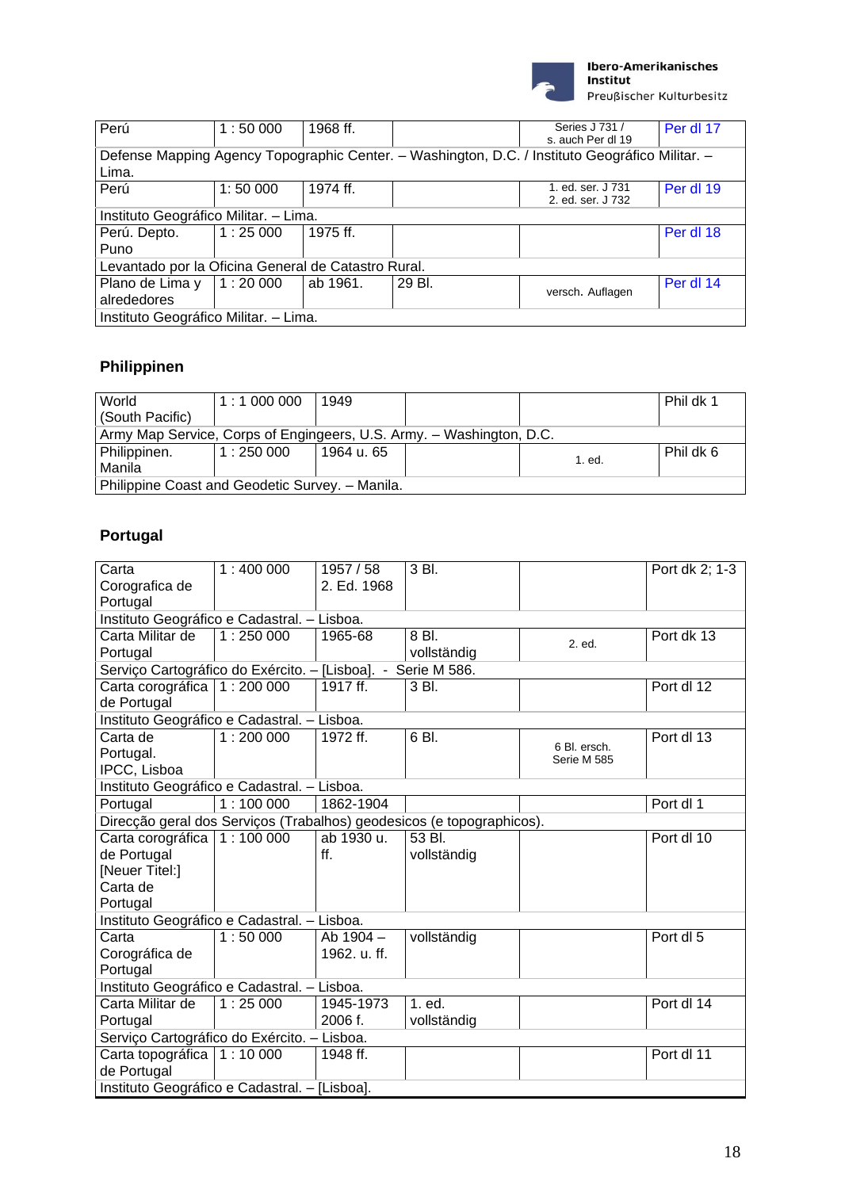| Perú | 1 : 50 000 | 1968 ff. | | Series J 731 / s. auch Per dl 19 | Per dl 17 |
|---|---|---|---|---|---|
| Defense Mapping Agency Topographic Center. – Washington, D.C. / Instituto Geográfico Militar. – Lima. | | | | | |
| Perú | 1: 50 000 | 1974 ff. | | 1. ed. ser. J 731 2. ed. ser. J 732 | Per dl 19 |
| Instituto Geográfico Militar. – Lima. | | | | | |
| Perú. Depto. Puno | 1 : 25 000 | 1975 ff. | | | Per dl 18 |
| Levantado por la Oficina General de Catastro Rural. | | | | | |
| Plano de Lima y alrededores | 1 : 20 000 | ab 1961. | 29 Bl. | versch. Auflagen | Per dl 14 |
| Instituto Geográfico Militar. – Lima. | | | | | |

## Philippinen

| World (South Pacific) | 1 : 1 000 000 | 1949 | | | Phil dk 1 |
|---|---|---|---|---|---|
| Army Map Service, Corps of Engingeers, U.S. Army. – Washington, D.C. | | | | | |
| Philippinen. Manila | 1 : 250 000 | 1964 u. 65 | | 1. ed. | Phil dk 6 |
| Philippine Coast and Geodetic Survey. – Manila. | | | | | |

## Portugal

| Carta Corografica de Portugal | 1 : 400 000 | 1957 / 58 2. Ed. 1968 | 3 Bl. | | Port dk 2; 1-3 |
|---|---|---|---|---|---|
| Instituto Geográfico e Cadastral. – Lisboa. | | | | | |
| Carta Militar de Portugal | 1 : 250 000 | 1965-68 | 8 Bl. vollständig | 2. ed. | Port dk 13 |
| Serviço Cartográfico do Exército. – [Lisboa]. - Serie M 586. | | | | | |
| Carta corográfica de Portugal | 1 : 200 000 | 1917 ff. | 3 Bl. | | Port dl 12 |
| Instituto Geográfico e Cadastral. – Lisboa. | | | | | |
| Carta de Portugal. IPCC, Lisboa | 1 : 200 000 | 1972 ff. | 6 Bl. | 6 Bl. ersch. Serie M 585 | Port dl 13 |
| Instituto Geográfico e Cadastral. – Lisboa. | | | | | |
| Portugal | 1 : 100 000 | 1862-1904 | | | Port dl 1 |
| Direcção geral dos Serviços (Trabalhos) geodesicos (e topographicos). | | | | | |
| Carta corográfica de Portugal [Neuer Titel:] Carta de Portugal | 1 : 100 000 | ab 1930 u. ff. | 53 Bl. vollständig | | Port dl 10 |
| Instituto Geográfico e Cadastral. – Lisboa. | | | | | |
| Carta Corográfica de Portugal | 1 : 50 000 | Ab 1904 – 1962. u. ff. | vollständig | | Port dl 5 |
| Instituto Geográfico e Cadastral. – Lisboa. | | | | | |
| Carta Militar de Portugal | 1 : 25 000 | 1945-1973 2006 f. | 1. ed. vollständig | | Port dl 14 |
| Serviço Cartográfico do Exército. – Lisboa. | | | | | |
| Carta topográfica de Portugal | 1 : 10 000 | 1948 ff. | | | Port dl 11 |
| Instituto Geográfico e Cadastral. – [Lisboa]. | | | | | |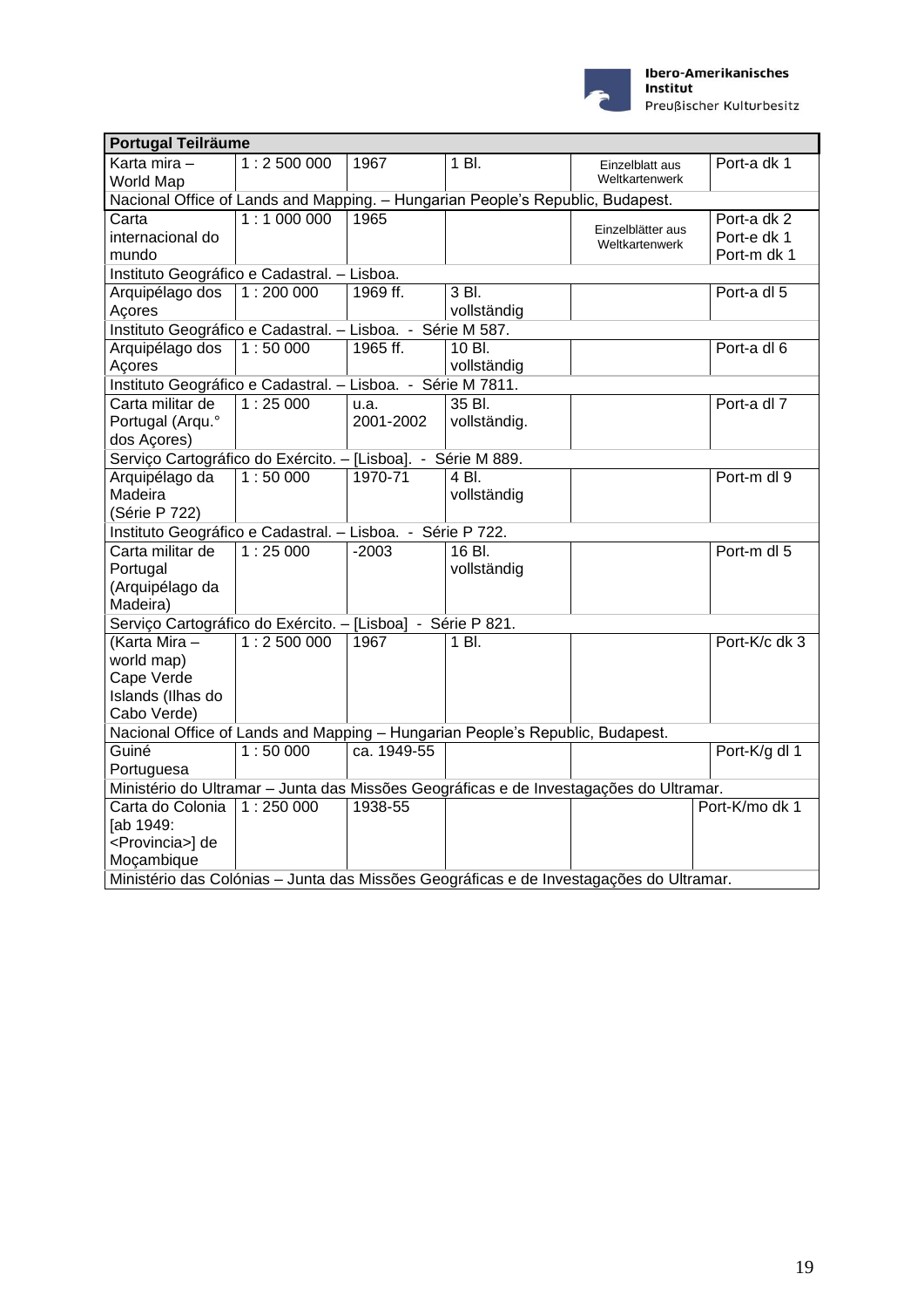| Portugal Teilräume | | | | | |
|---|---|---|---|---|---|
| Karta mira – World Map | 1 : 2 500 000 | 1967 | 1 Bl. | Einzelblatt aus Weltkartenwerk | Port-a dk 1 |
| Nacional Office of Lands and Mapping. – Hungarian People's Republic, Budapest. | | | | | |
| Carta internacional do mundo | 1 : 1 000 000 | 1965 | | Einzelblätter aus Weltkartenwerk | Port-a dk 2<br>Port-e dk 1<br>Port-m dk 1 |
| Instituto Geográfico e Cadastral. – Lisboa. | | | | | |
| Arquipélago dos Açores | 1 : 200 000 | 1969 ff. | 3 Bl. vollständig | | Port-a dl 5 |
| Instituto Geográfico e Cadastral. – Lisboa. - Série M 587. | | | | | |
| Arquipélago dos Açores | 1 : 50 000 | 1965 ff. | 10 Bl. vollständig | | Port-a dl 6 |
| Instituto Geográfico e Cadastral. – Lisboa. - Série M 7811. | | | | | |
| Carta militar de Portugal (Arqu.° dos Açores) | 1 : 25 000 | u.a. 2001-2002 | 35 Bl. vollständig. | | Port-a dl 7 |
| Serviço Cartográfico do Exército. – [Lisboa]. - Série M 889. | | | | | |
| Arquipélago da Madeira (Série P 722) | 1 : 50 000 | 1970-71 | 4 Bl. vollständig | | Port-m dl 9 |
| Instituto Geográfico e Cadastral. – Lisboa. - Série P 722. | | | | | |
| Carta militar de Portugal (Arquipélago da Madeira) | 1 : 25 000 | -2003 | 16 Bl. vollständig | | Port-m dl 5 |
| Serviço Cartográfico do Exército. – [Lisboa] - Série P 821. | | | | | |
| (Karta Mira – world map) Cape Verde Islands (Ilhas do Cabo Verde) | 1 : 2 500 000 | 1967 | 1 Bl. | | Port-K/c dk 3 |
| Nacional Office of Lands and Mapping – Hungarian People's Republic, Budapest. | | | | | |
| Guiné Portuguesa | 1 : 50 000 | ca. 1949-55 | | | Port-K/g dl 1 |
| Ministério do Ultramar – Junta das Missões Geográficas e de Investagações do Ultramar. | | | | | |
| Carta do Colonia [ab 1949: <Provincia>] de Moçambique | 1 : 250 000 | 1938-55 | | | Port-K/mo dk 1 |
| Ministério das Colónias – Junta das Missões Geográficas e de Investagações do Ultramar. | | | | | |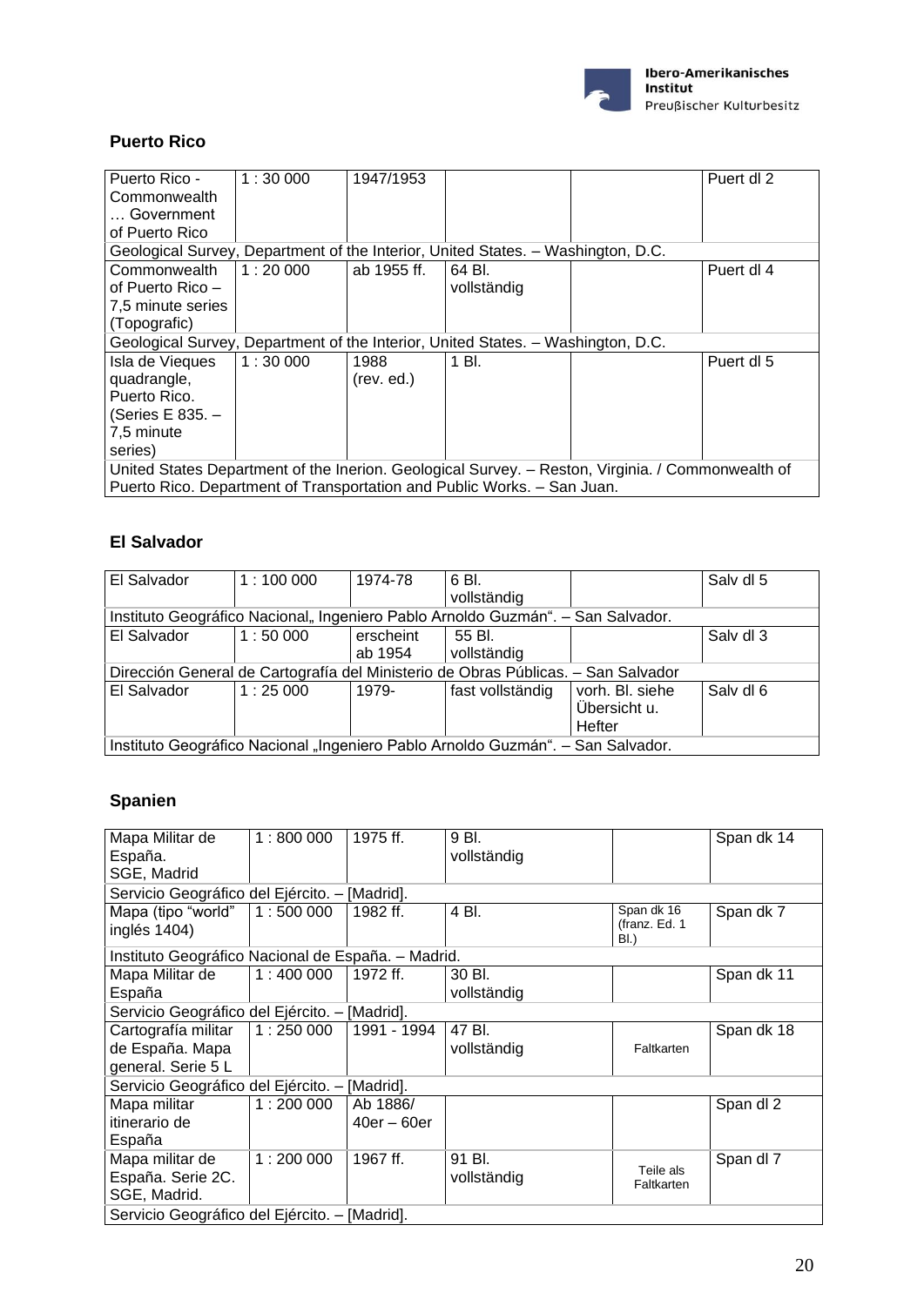## Puerto Rico

| | | | | | |
|---|---|---|---|---|---|
| Puerto Rico - Commonwealth … Government of Puerto Rico | 1 : 30 000 | 1947/1953 | | | Puert dl 2 |
| Geological Survey, Department of the Interior, United States. – Washington, D.C. | | | | | |
| Commonwealth of Puerto Rico – 7,5 minute series (Topografic) | 1 : 20 000 | ab 1955 ff. | 64 Bl. vollständig | | Puert dl 4 |
| Geological Survey, Department of the Interior, United States. – Washington, D.C. | | | | | |
| Isla de Vieques quadrangle, Puerto Rico. (Series E 835. – 7,5 minute series) | 1 : 30 000 | 1988 (rev. ed.) | 1 Bl. | | Puert dl 5 |
| United States Department of the Inerion. Geological Survey. – Reston, Virginia. / Commonwealth of Puerto Rico. Department of Transportation and Public Works. – San Juan. | | | | | |

## El Salvador

| | | | | | |
|---|---|---|---|---|---|
| El Salvador | 1 : 100 000 | 1974-78 | 6 Bl. vollständig | | Salv dl 5 |
| Instituto Geográfico Nacional„ Ingeniero Pablo Arnoldo Guzmán". – San Salvador. | | | | | |
| El Salvador | 1 : 50 000 | erscheint ab 1954 | 55 Bl. vollständig | | Salv dl 3 |
| Dirección General de Cartografía del Ministerio de Obras Públicas. – San Salvador | | | | | |
| El Salvador | 1 : 25 000 | 1979- | fast vollständig | vorh. Bl. siehe Übersicht u. Hefter | Salv dl 6 |
| Instituto Geográfico Nacional „Ingeniero Pablo Arnoldo Guzmán". – San Salvador. | | | | | |

## Spanien

| | | | | | |
|---|---|---|---|---|---|
| Mapa Militar de España. SGE, Madrid | 1 : 800 000 | 1975 ff. | 9 Bl. vollständig | | Span dk 14 |
| Servicio Geográfico del Ejército. – [Madrid]. | | | | | |
| Mapa (tipo "world" inglés 1404) | 1 : 500 000 | 1982 ff. | 4 Bl. | Span dk 16 (franz. Ed. 1 Bl.) | Span dk 7 |
| Instituto Geográfico Nacional de España. – Madrid. | | | | | |
| Mapa Militar de España | 1 : 400 000 | 1972 ff. | 30 Bl. vollständig | | Span dk 11 |
| Servicio Geográfico del Ejército. – [Madrid]. | | | | | |
| Cartografía militar de España. Mapa general. Serie 5 L | 1 : 250 000 | 1991 - 1994 | 47 Bl. vollständig | Faltkarten | Span dk 18 |
| Servicio Geográfico del Ejército. – [Madrid]. | | | | | |
| Mapa militar itinerario de España | 1 : 200 000 | Ab 1886/ 40er – 60er | | | Span dl 2 |
| Mapa militar de España. Serie 2C. SGE, Madrid. | 1 : 200 000 | 1967 ff. | 91 Bl. vollständig | Teile als Faltkarten | Span dl 7 |
| Servicio Geográfico del Ejército. – [Madrid]. | | | | | |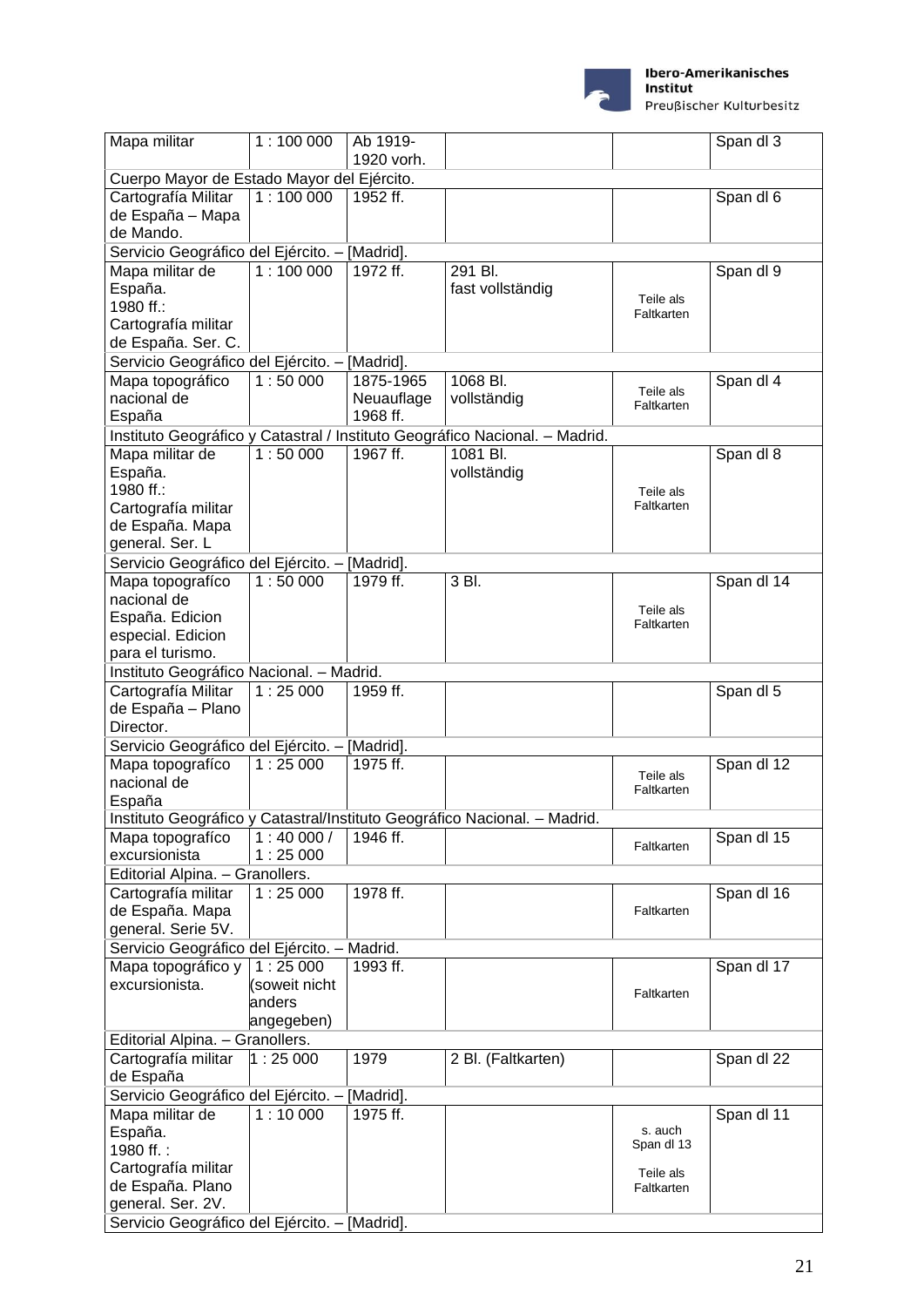| Mapa militar | 1 : 100 000 | Ab 1919-1920 vorh. | | | Span dl 3 |
|---|---|---|---|---|---|
| Cuerpo Mayor de Estado Mayor del Ejército. | | | | | |
| Cartografía Militar de España – Mapa de Mando. | 1 : 100 000 | 1952 ff. | | | Span dl 6 |
| Servicio Geográfico del Ejército. – [Madrid]. | | | | | |
| Mapa militar de España. 1980 ff.: Cartografía militar de España. Ser. C. | 1 : 100 000 | 1972 ff. | 291 Bl. fast vollständig | Teile als Faltkarten | Span dl 9 |
| Servicio Geográfico del Ejército. – [Madrid]. | | | | | |
| Mapa topográfico nacional de España | 1 : 50 000 | 1875-1965 Neuauflage 1968 ff. | 1068 Bl. vollständig | Teile als Faltkarten | Span dl 4 |
| Instituto Geográfico y Catastral / Instituto Geográfico Nacional. – Madrid. | | | | | |
| Mapa militar de España. 1980 ff.: Cartografía militar de España. Mapa general. Ser. L | 1 : 50 000 | 1967 ff. | 1081 Bl. vollständig | Teile als Faltkarten | Span dl 8 |
| Servicio Geográfico del Ejército. – [Madrid]. | | | | | |
| Mapa topografíco nacional de España. Edicion especial. Edicion para el turismo. | 1 : 50 000 | 1979 ff. | 3 Bl. | Teile als Faltkarten | Span dl 14 |
| Instituto Geográfico Nacional. – Madrid. | | | | | |
| Cartografía Militar de España – Plano Director. | 1 : 25 000 | 1959 ff. | | | Span dl 5 |
| Servicio Geográfico del Ejército. – [Madrid]. | | | | | |
| Mapa topografíco nacional de España | 1 : 25 000 | 1975 ff. | | Teile als Faltkarten | Span dl 12 |
| Instituto Geográfico y Catastral/Instituto Geográfico Nacional. – Madrid. | | | | | |
| Mapa topografíco excursionista | 1 : 40 000 / 1 : 25 000 | 1946 ff. | | Faltkarten | Span dl 15 |
| Editorial Alpina. – Granollers. | | | | | |
| Cartografía militar de España. Mapa general. Serie 5V. | 1 : 25 000 | 1978 ff. | | Faltkarten | Span dl 16 |
| Servicio Geográfico del Ejército. – Madrid. | | | | | |
| Mapa topográfico y excursionista. | 1 : 25 000 (soweit nicht anders angegeben) | 1993 ff. | | Faltkarten | Span dl 17 |
| Editorial Alpina. – Granollers. | | | | | |
| Cartografía militar de España | 1 : 25 000 | 1979 | 2 Bl. (Faltkarten) | | Span dl 22 |
| Servicio Geográfico del Ejército. – [Madrid]. | | | | | |
| Mapa militar de España. 1980 ff. : Cartografía militar de España. Plano general. Ser. 2V. | 1 : 10 000 | 1975 ff. | | s. auch Span dl 13 Teile als Faltkarten | Span dl 11 |
| Servicio Geográfico del Ejército. – [Madrid]. | | | | | |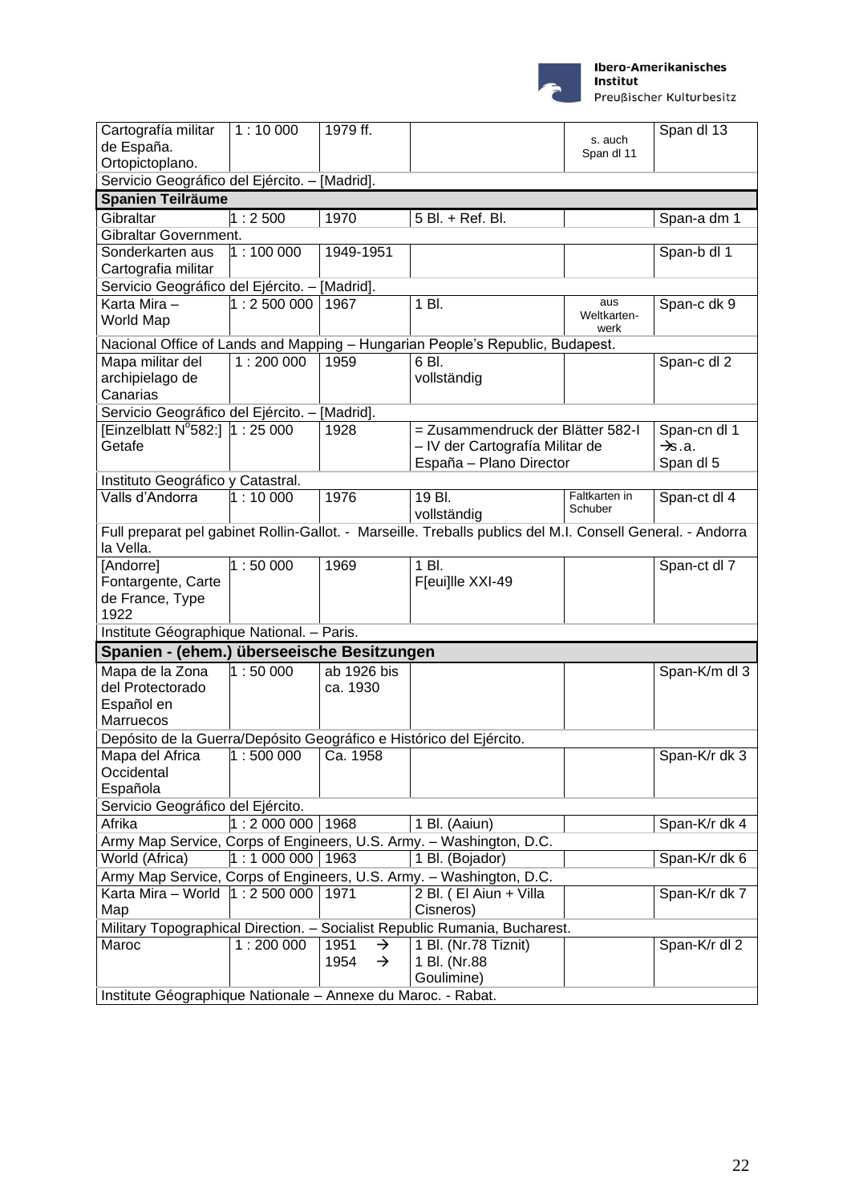| | | | | | |
|---|---|---|---|---|---|
| Cartografía militar de España. Ortopictoplano. | 1 : 10 000 | 1979 ff. | | s. auch Span dl 11 | Span dl 13 |
| Servicio Geográfico del Ejército. – [Madrid]. | | | | | |
| **Spanien Teilräume** | | | | | |
| Gibraltar | 1 : 2 500 | 1970 | 5 Bl. + Ref. Bl. | | Span-a dm 1 |
| Gibraltar Government. | | | | | |
| Sonderkarten aus Cartografia militar | 1 : 100 000 | 1949-1951 | | | Span-b dl 1 |
| Servicio Geográfico del Ejército. – [Madrid]. | | | | | |
| Karta Mira – World Map | 1 : 2 500 000 | 1967 | 1 Bl. | aus Weltkarten-werk | Span-c dk 9 |
| Nacional Office of Lands and Mapping – Hungarian People's Republic, Budapest. | | | | | |
| Mapa militar del archipielago de Canarias | 1 : 200 000 | 1959 | 6 Bl. vollständig | | Span-c dl 2 |
| Servicio Geográfico del Ejército. – [Madrid]. | | | | | |
| [Einzelblatt N°582:] Getafe | 1 : 25 000 | 1928 | = Zusammendruck der Blätter 582-I – IV der Cartografía Militar de España – Plano Director | | Span-cn dl 1 →s.a. Span dl 5 |
| Instituto Geográfico y Catastral. | | | | | |
| Valls d'Andorra | 1 : 10 000 | 1976 | 19 Bl. vollständig | Faltkarten in Schuber | Span-ct dl 4 |
| Full preparat pel gabinet Rollin-Gallot. - Marseille. Treballs publics del M.I. Consell General. - Andorra la Vella. | | | | | |
| [Andorre] Fontargente, Carte de France, Type 1922 | 1 : 50 000 | 1969 | 1 Bl. F[eui]lle XXI-49 | | Span-ct dl 7 |
| Institute Géographique National. – Paris. | | | | | |
| **Spanien - (ehem.) überseeische Besitzungen** | | | | | |
| Mapa de la Zona del Protectorado Español en Marruecos | 1 : 50 000 | ab 1926 bis ca. 1930 | | | Span-K/m dl 3 |
| Depósito de la Guerra/Depósito Geográfico e Histórico del Ejército. | | | | | |
| Mapa del Africa Occidental Española | 1 : 500 000 | Ca. 1958 | | | Span-K/r dk 3 |
| Servicio Geográfico del Ejército. | | | | | |
| Afrika | 1 : 2 000 000 | 1968 | 1 Bl. (Aaiun) | | Span-K/r dk 4 |
| Army Map Service, Corps of Engineers, U.S. Army. – Washington, D.C. | | | | | |
| World (Africa) | 1 : 1 000 000 | 1963 | 1 Bl. (Bojador) | | Span-K/r dk 6 |
| Army Map Service, Corps of Engineers, U.S. Army. – Washington, D.C. | | | | | |
| Karta Mira – World Map | 1 : 2 500 000 | 1971 | 2 Bl. ( El Aiun + Villa Cisneros) | | Span-K/r dk 7 |
| Military Topographical Direction. – Socialist Republic Rumania, Bucharest. | | | | | |
| Maroc | 1 : 200 000 | 1951 → 1954 → | 1 Bl. (Nr.78 Tiznit) 1 Bl. (Nr.88 Goulimine) | | Span-K/r dl 2 |
| Institute Géographique Nationale – Annexe du Maroc. - Rabat. | | | | | |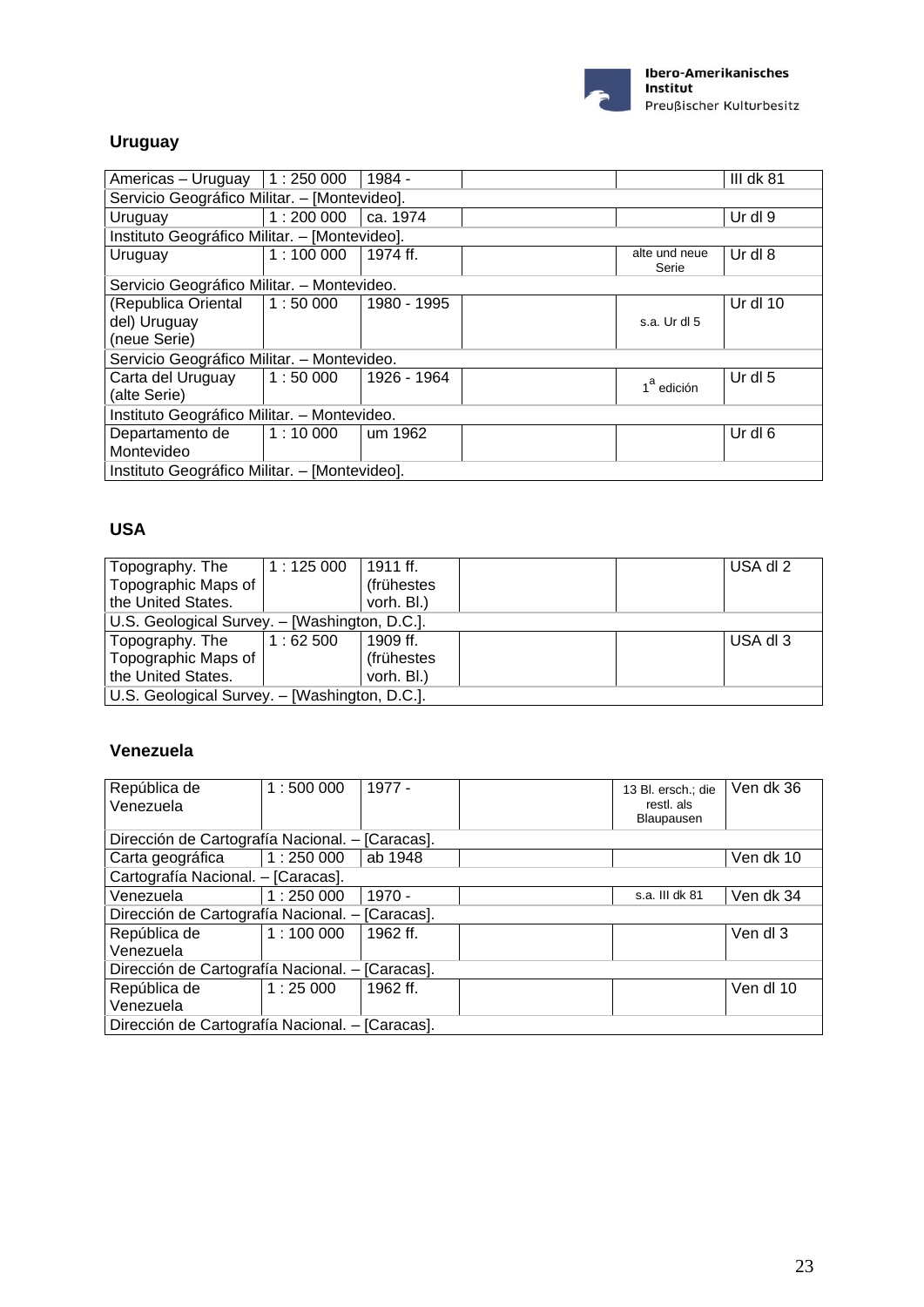## Uruguay

| | | | | | |
|---|---|---|---|---|---|
| Americas – Uruguay | 1 : 250 000 | 1984 - | | | III dk 81 |
| Servicio Geográfico Militar. – [Montevideo]. | | | | | |
| Uruguay | 1 : 200 000 | ca. 1974 | | | Ur dl 9 |
| Instituto Geográfico Militar. – [Montevideo]. | | | | | |
| Uruguay | 1 : 100 000 | 1974 ff. | | alte und neue Serie | Ur dl 8 |
| Servicio Geográfico Militar. – Montevideo. | | | | | |
| (Republica Oriental del) Uruguay (neue Serie) | 1 : 50 000 | 1980 - 1995 | | s.a. Ur dl 5 | Ur dl 10 |
| Servicio Geográfico Militar. – Montevideo. | | | | | |
| Carta del Uruguay (alte Serie) | 1 : 50 000 | 1926 - 1964 | | 1[a] edición | Ur dl 5 |
| Instituto Geográfico Militar. – Montevideo. | | | | | |
| Departamento de Montevideo | 1 : 10 000 | um 1962 | | | Ur dl 6 |
| Instituto Geográfico Militar. – [Montevideo]. | | | | | |

## USA

| | | | | | |
|---|---|---|---|---|---|
| Topography. The Topographic Maps of the United States. | 1 : 125 000 | 1911 ff. (frühestes vorh. Bl.) | | | USA dl 2 |
| U.S. Geological Survey. – [Washington, D.C.]. | | | | | |
| Topography. The Topographic Maps of the United States. | 1 : 62 500 | 1909 ff. (frühestes vorh. Bl.) | | | USA dl 3 |
| U.S. Geological Survey. – [Washington, D.C.]. | | | | | |

## Venezuela

| | | | | | |
|---|---|---|---|---|---|
| República de Venezuela | 1 : 500 000 | 1977 - | | 13 Bl. ersch.; die restl. als Blaupausen | Ven dk 36 |
| Dirección de Cartografía Nacional. – [Caracas]. | | | | | |
| Carta geográfica | 1 : 250 000 | ab 1948 | | | Ven dk 10 |
| Cartografía Nacional. – [Caracas]. | | | | | |
| Venezuela | 1 : 250 000 | 1970 - | | s.a. III dk 81 | Ven dk 34 |
| Dirección de Cartografía Nacional. – [Caracas]. | | | | | |
| República de Venezuela | 1 : 100 000 | 1962 ff. | | | Ven dl 3 |
| Dirección de Cartografía Nacional. – [Caracas]. | | | | | |
| República de Venezuela | 1 : 25 000 | 1962 ff. | | | Ven dl 10 |
| Dirección de Cartografía Nacional. – [Caracas]. | | | | | |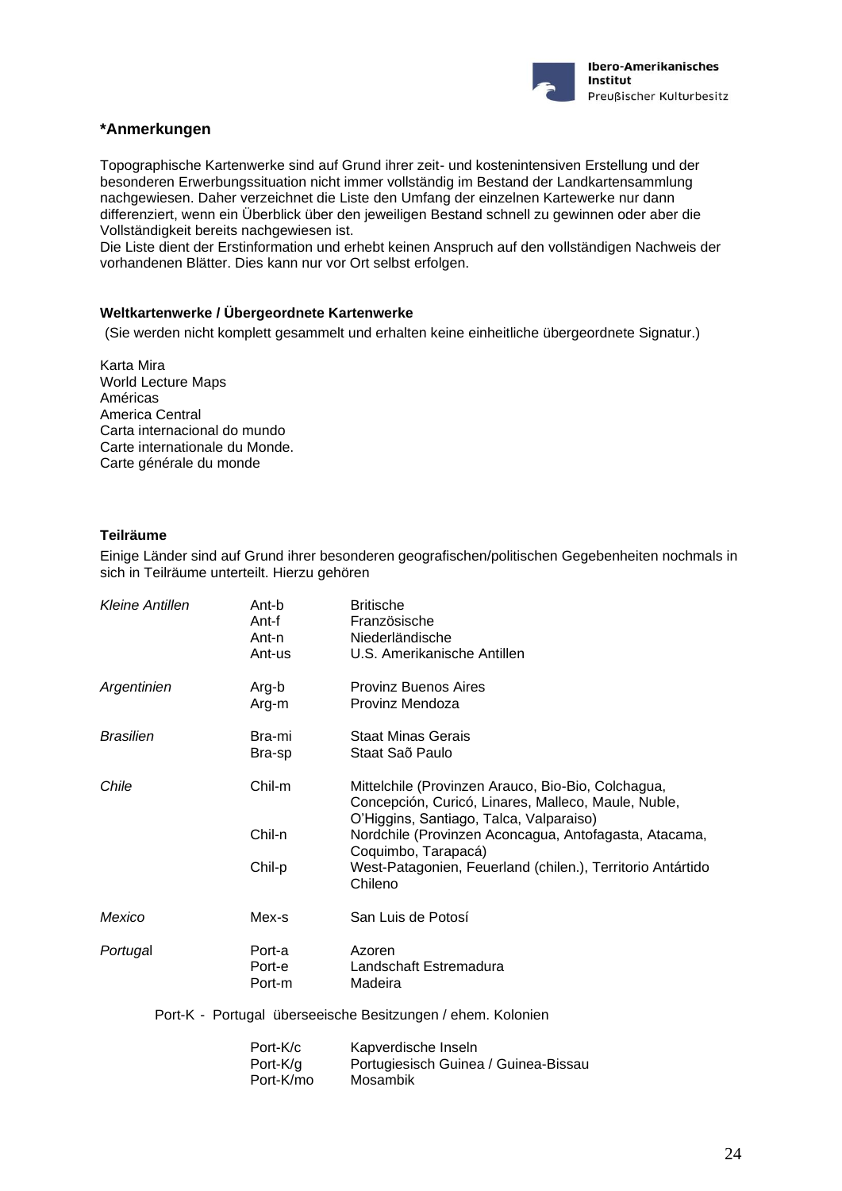## *Anmerkungen

Topographische Kartenwerke sind auf Grund ihrer zeit- und kostenintensiven Erstellung und der besonderen Erwerbungssituation nicht immer vollständig im Bestand der Landkartensammlung nachgewiesen. Daher verzeichnet die Liste den Umfang der einzelnen Kartewerke nur dann differenziert, wenn ein Überblick über den jeweiligen Bestand schnell zu gewinnen oder aber die Vollständigkeit bereits nachgewiesen ist.
Die Liste dient der Erstinformation und erhebt keinen Anspruch auf den vollständigen Nachweis der vorhandenen Blätter. Dies kann nur vor Ort selbst erfolgen.

### Weltkartenwerke / Übergeordnete Kartenwerke

(Sie werden nicht komplett gesammelt und erhalten keine einheitliche übergeordnete Signatur.)

Karta Mira
World Lecture Maps
Américas
America Central
Carta internacional do mundo
Carte internationale du Monde.
Carte générale du monde

### Teilräume

Einige Länder sind auf Grund ihrer besonderen geografischen/politischen Gegebenheiten nochmals in sich in Teilräume unterteilt. Hierzu gehören

| | | |
|---|---|---|
| *Kleine Antillen* | Ant-b | Britische |
| | Ant-f | Französische |
| | Ant-n | Niederländische |
| | Ant-us | U.S. Amerikanische Antillen |
| *Argentinien* | Arg-b | Provinz Buenos Aires |
| | Arg-m | Provinz Mendoza |
| *Brasilien* | Bra-mi | Staat Minas Gerais |
| | Bra-sp | Staat Saõ Paulo |
| *Chile* | Chil-m | Mittelchile (Provinzen Arauco, Bio-Bio, Colchagua, Concepción, Curicó, Linares, Malleco, Maule, Nuble, O'Higgins, Santiago, Talca, Valparaiso) |
| | Chil-n | Nordchile (Provinzen Aconcagua, Antofagasta, Atacama, Coquimbo, Tarapacá) |
| | Chil-p | West-Patagonien, Feuerland (chilen.), Territorio Antártido Chileno |
| *Mexico* | Mex-s | San Luis de Potosí |
| *Portugal* | Port-a | Azoren |
| | Port-e | Landschaft Estremadura |
| | Port-m | Madeira |

Port-K - Portugal überseeische Besitzungen / ehem. Kolonien

| | |
|---|---|
| Port-K/c | Kapverdische Inseln |
| Port-K/g | Portugiesisch Guinea / Guinea-Bissau |
| Port-K/mo | Mosambik |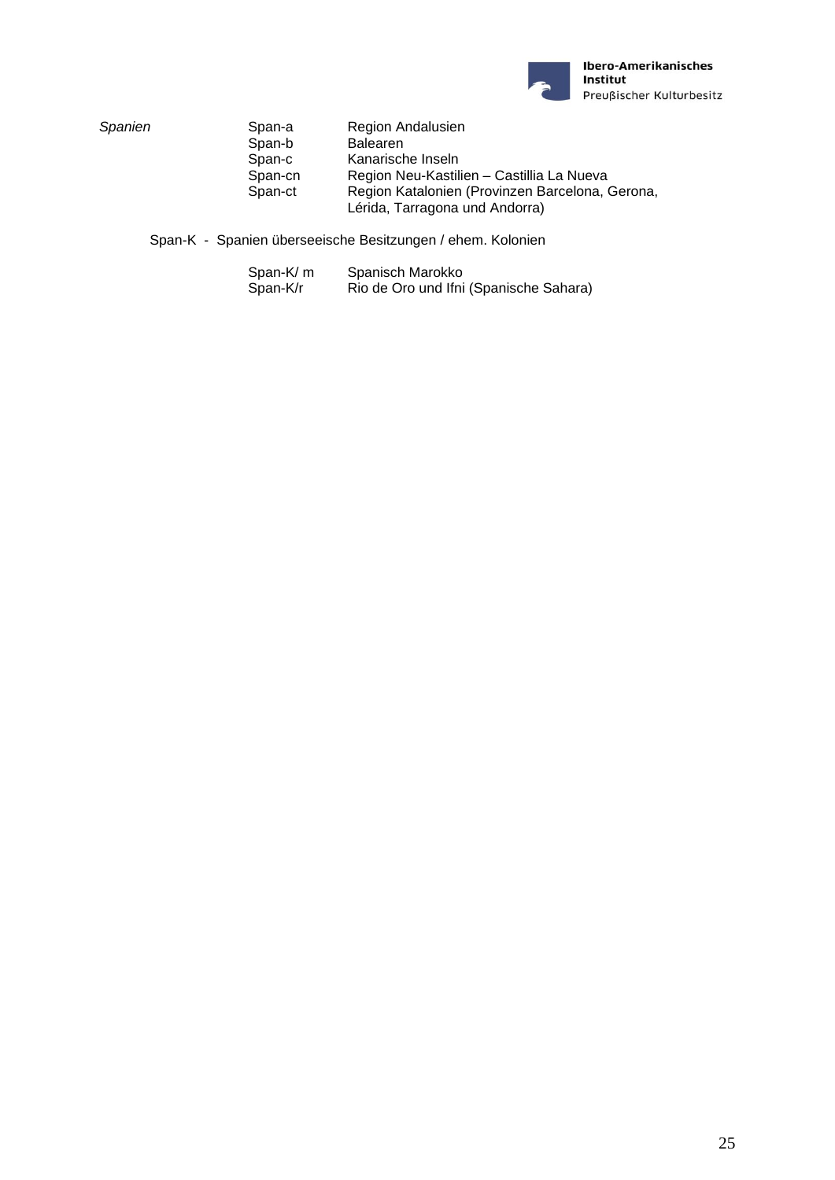| | | |
|---|---|---|
| *Spanien* | Span-a | Region Andalusien |
| | Span-b | Balearen |
| | Span-c | Kanarische Inseln |
| | Span-cn | Region Neu-Kastilien – Castillia La Nueva |
| | Span-ct | Region Katalonien (Provinzen Barcelona, Gerona, Lérida, Tarragona und Andorra) |

Span-K - Spanien überseeische Besitzungen / ehem. Kolonien

| | |
|---|---|
| Span-K/ m | Spanisch Marokko |
| Span-K/r | Rio de Oro und Ifni (Spanische Sahara) |